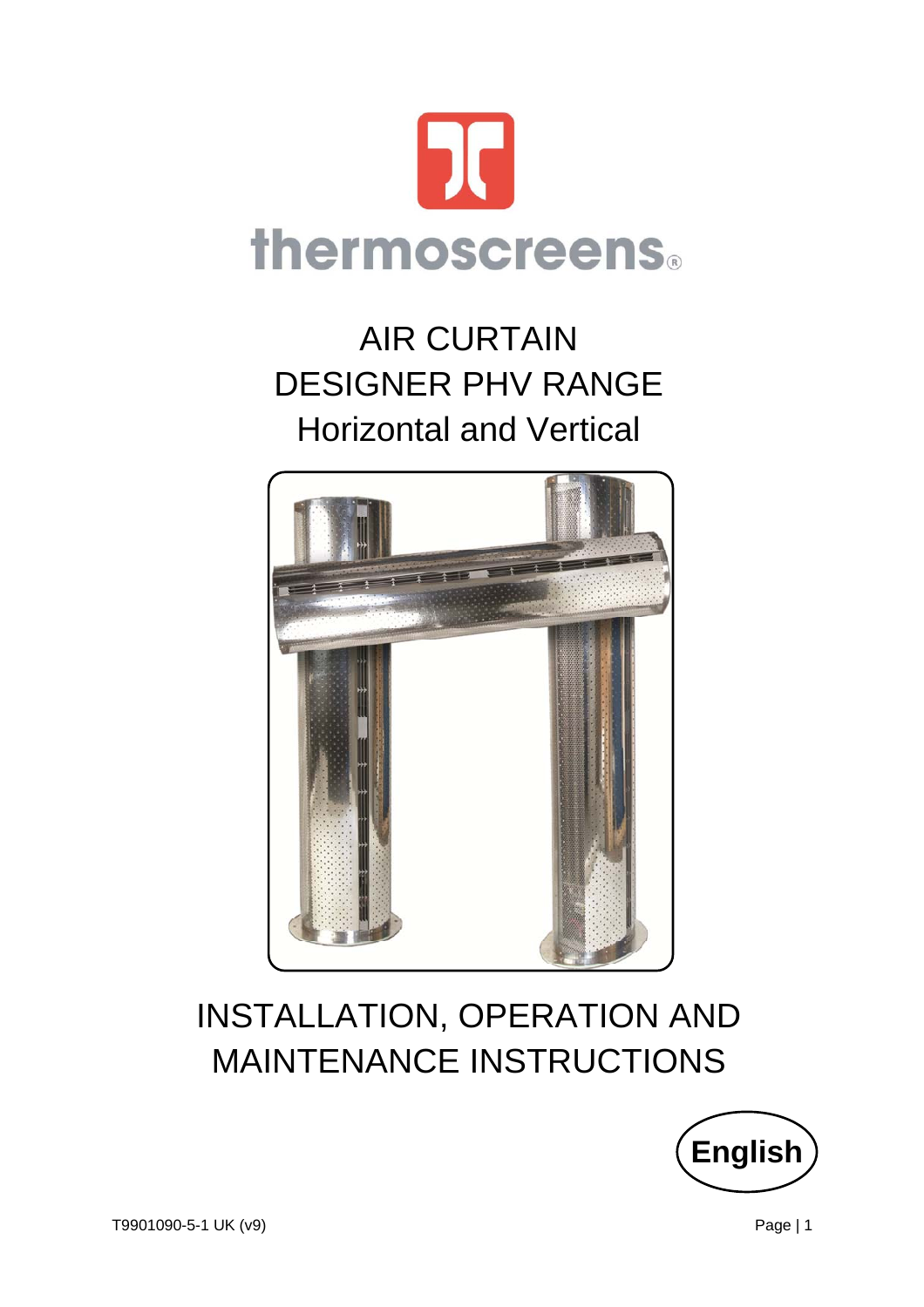thermoscreens®

# AIR CURTAIN
# DESIGNER PHV RANGE
# Horizontal and Vertical

# INSTALLATION, OPERATION AND MAINTENANCE INSTRUCTIONS

**English**

T9901090-5-1 UK (v9)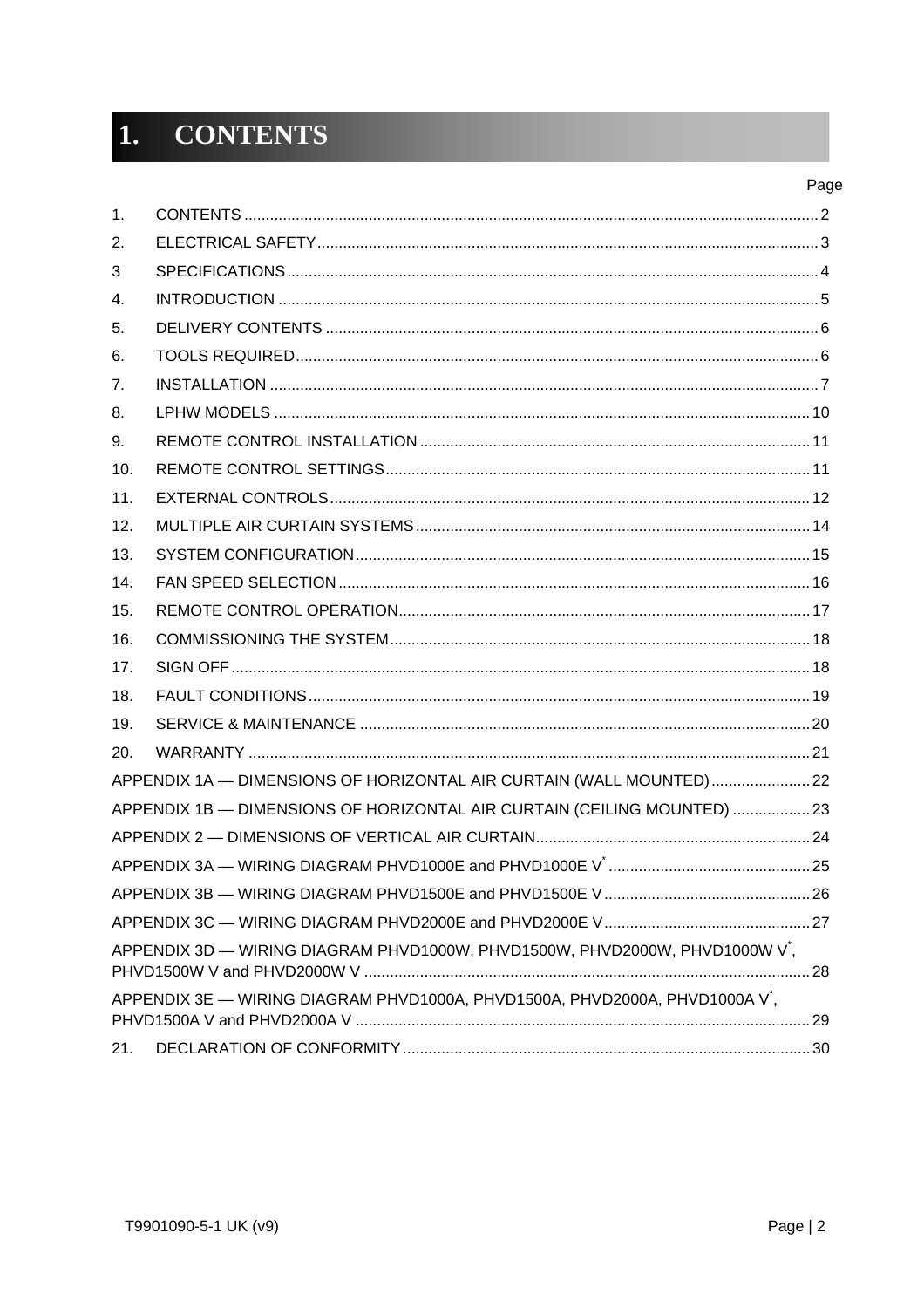# 1. CONTENTS

| | | Page |
|---|---|---|
| 1. | CONTENTS | 2 |
| 2. | ELECTRICAL SAFETY | 3 |
| 3 | SPECIFICATIONS | 4 |
| 4. | INTRODUCTION | 5 |
| 5. | DELIVERY CONTENTS | 6 |
| 6. | TOOLS REQUIRED | 6 |
| 7. | INSTALLATION | 7 |
| 8. | LPHW MODELS | 10 |
| 9. | REMOTE CONTROL INSTALLATION | 11 |
| 10. | REMOTE CONTROL SETTINGS | 11 |
| 11. | EXTERNAL CONTROLS | 12 |
| 12. | MULTIPLE AIR CURTAIN SYSTEMS | 14 |
| 13. | SYSTEM CONFIGURATION | 15 |
| 14. | FAN SPEED SELECTION | 16 |
| 15. | REMOTE CONTROL OPERATION | 17 |
| 16. | COMMISSIONING THE SYSTEM | 18 |
| 17. | SIGN OFF | 18 |
| 18. | FAULT CONDITIONS | 19 |
| 19. | SERVICE & MAINTENANCE | 20 |
| 20. | WARRANTY | 21 |
| | APPENDIX 1A — DIMENSIONS OF HORIZONTAL AIR CURTAIN (WALL MOUNTED) | 22 |
| | APPENDIX 1B — DIMENSIONS OF HORIZONTAL AIR CURTAIN (CEILING MOUNTED) | 23 |
| | APPENDIX 2 — DIMENSIONS OF VERTICAL AIR CURTAIN | 24 |
| | APPENDIX 3A — WIRING DIAGRAM PHVD1000E and PHVD1000E V* | 25 |
| | APPENDIX 3B — WIRING DIAGRAM PHVD1500E and PHVD1500E V | 26 |
| | APPENDIX 3C — WIRING DIAGRAM PHVD2000E and PHVD2000E V | 27 |
| | APPENDIX 3D — WIRING DIAGRAM PHVD1000W, PHVD1500W, PHVD2000W, PHVD1000W V*, PHVD1500W V and PHVD2000W V | 28 |
| | APPENDIX 3E — WIRING DIAGRAM PHVD1000A, PHVD1500A, PHVD2000A, PHVD1000A V*, PHVD1500A V and PHVD2000A V | 29 |
| 21. | DECLARATION OF CONFORMITY | 30 |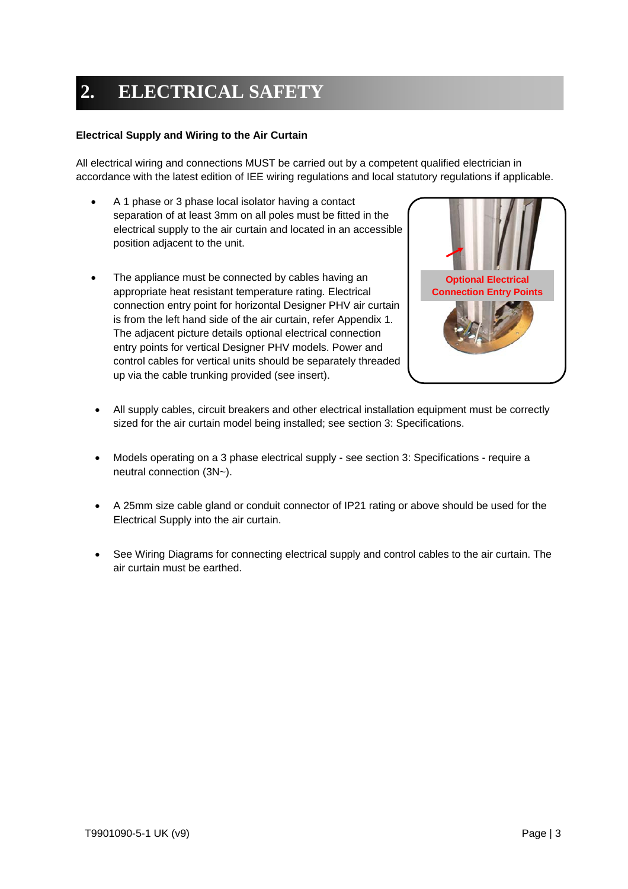# 2. ELECTRICAL SAFETY

**Electrical Supply and Wiring to the Air Curtain**

All electrical wiring and connections MUST be carried out by a competent qualified electrician in accordance with the latest edition of IEE wiring regulations and local statutory regulations if applicable.

- A 1 phase or 3 phase local isolator having a contact separation of at least 3mm on all poles must be fitted in the electrical supply to the air curtain and located in an accessible position adjacent to the unit.

- The appliance must be connected by cables having an appropriate heat resistant temperature rating. Electrical connection entry point for horizontal Designer PHV air curtain is from the left hand side of the air curtain, refer Appendix 1. The adjacent picture details optional electrical connection entry points for vertical Designer PHV models. Power and control cables for vertical units should be separately threaded up via the cable trunking provided (see insert).

Optional Electrical Connection Entry Points

- All supply cables, circuit breakers and other electrical installation equipment must be correctly sized for the air curtain model being installed; see section 3: Specifications.

- Models operating on a 3 phase electrical supply - see section 3: Specifications - require a neutral connection (3N~).

- A 25mm size cable gland or conduit connector of IP21 rating or above should be used for the Electrical Supply into the air curtain.

- See Wiring Diagrams for connecting electrical supply and control cables to the air curtain. The air curtain must be earthed.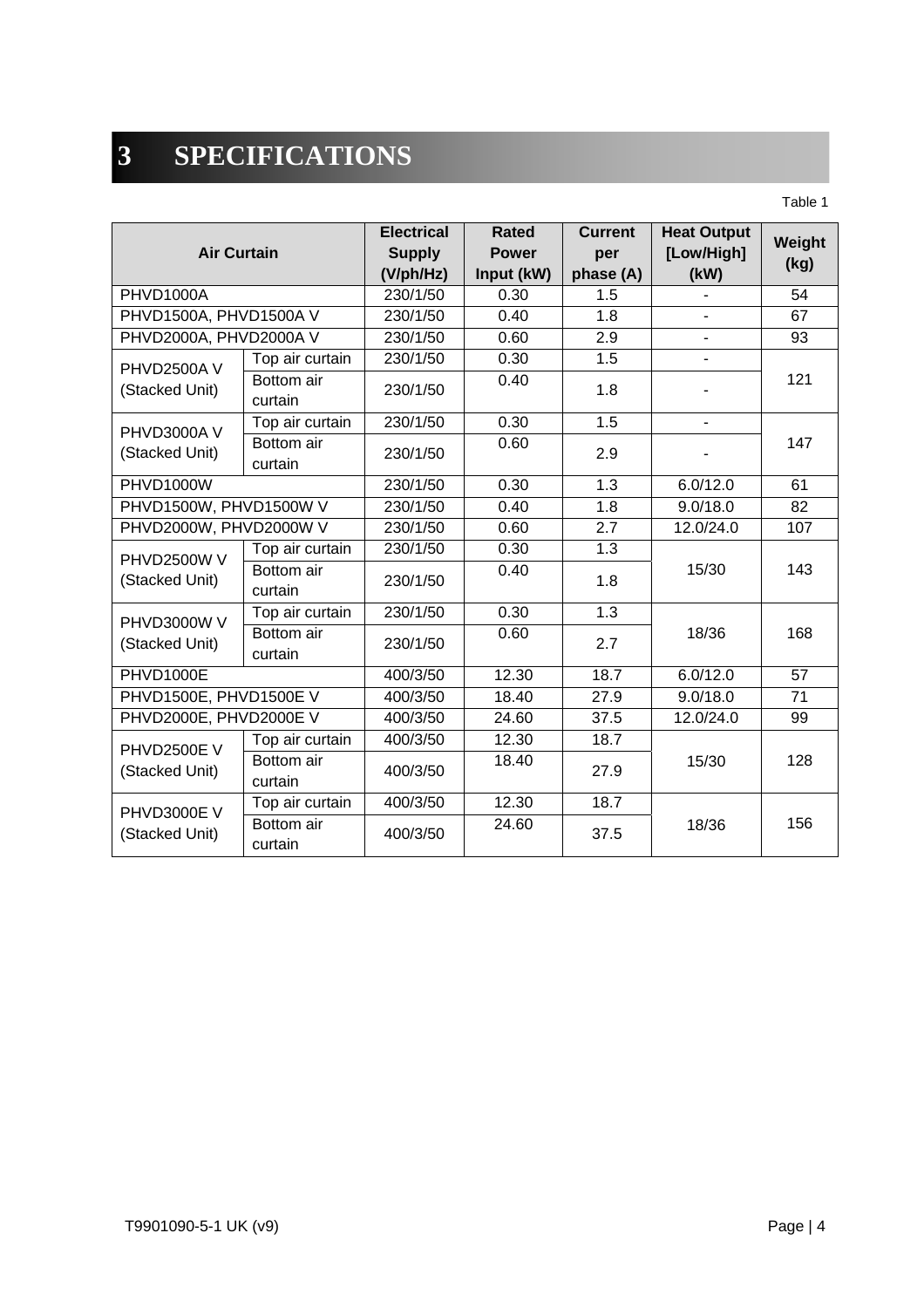# 3 SPECIFICATIONS

Table 1

| Air Curtain | | Electrical Supply (V/ph/Hz) | Rated Power Input (kW) | Current per phase (A) | Heat Output [Low/High] (kW) | Weight (kg) |
|---|---|---|---|---|---|---|
| PHVD1000A | | 230/1/50 | 0.30 | 1.5 | - | 54 |
| PHVD1500A, PHVD1500A V | | 230/1/50 | 0.40 | 1.8 | - | 67 |
| PHVD2000A, PHVD2000A V | | 230/1/50 | 0.60 | 2.9 | - | 93 |
| PHVD2500A V (Stacked Unit) | Top air curtain | 230/1/50 | 0.30 | 1.5 | - | 121 |
| | Bottom air curtain | 230/1/50 | 0.40 | 1.8 | - | |
| PHVD3000A V (Stacked Unit) | Top air curtain | 230/1/50 | 0.30 | 1.5 | - | 147 |
| | Bottom air curtain | 230/1/50 | 0.60 | 2.9 | - | |
| PHVD1000W | | 230/1/50 | 0.30 | 1.3 | 6.0/12.0 | 61 |
| PHVD1500W, PHVD1500W V | | 230/1/50 | 0.40 | 1.8 | 9.0/18.0 | 82 |
| PHVD2000W, PHVD2000W V | | 230/1/50 | 0.60 | 2.7 | 12.0/24.0 | 107 |
| PHVD2500W V (Stacked Unit) | Top air curtain | 230/1/50 | 0.30 | 1.3 | 15/30 | 143 |
| | Bottom air curtain | 230/1/50 | 0.40 | 1.8 | | |
| PHVD3000W V (Stacked Unit) | Top air curtain | 230/1/50 | 0.30 | 1.3 | 18/36 | 168 |
| | Bottom air curtain | 230/1/50 | 0.60 | 2.7 | | |
| PHVD1000E | | 400/3/50 | 12.30 | 18.7 | 6.0/12.0 | 57 |
| PHVD1500E, PHVD1500E V | | 400/3/50 | 18.40 | 27.9 | 9.0/18.0 | 71 |
| PHVD2000E, PHVD2000E V | | 400/3/50 | 24.60 | 37.5 | 12.0/24.0 | 99 |
| PHVD2500E V (Stacked Unit) | Top air curtain | 400/3/50 | 12.30 | 18.7 | 15/30 | 128 |
| | Bottom air curtain | 400/3/50 | 18.40 | 27.9 | | |
| PHVD3000E V (Stacked Unit) | Top air curtain | 400/3/50 | 12.30 | 18.7 | 18/36 | 156 |
| | Bottom air curtain | 400/3/50 | 24.60 | 37.5 | | |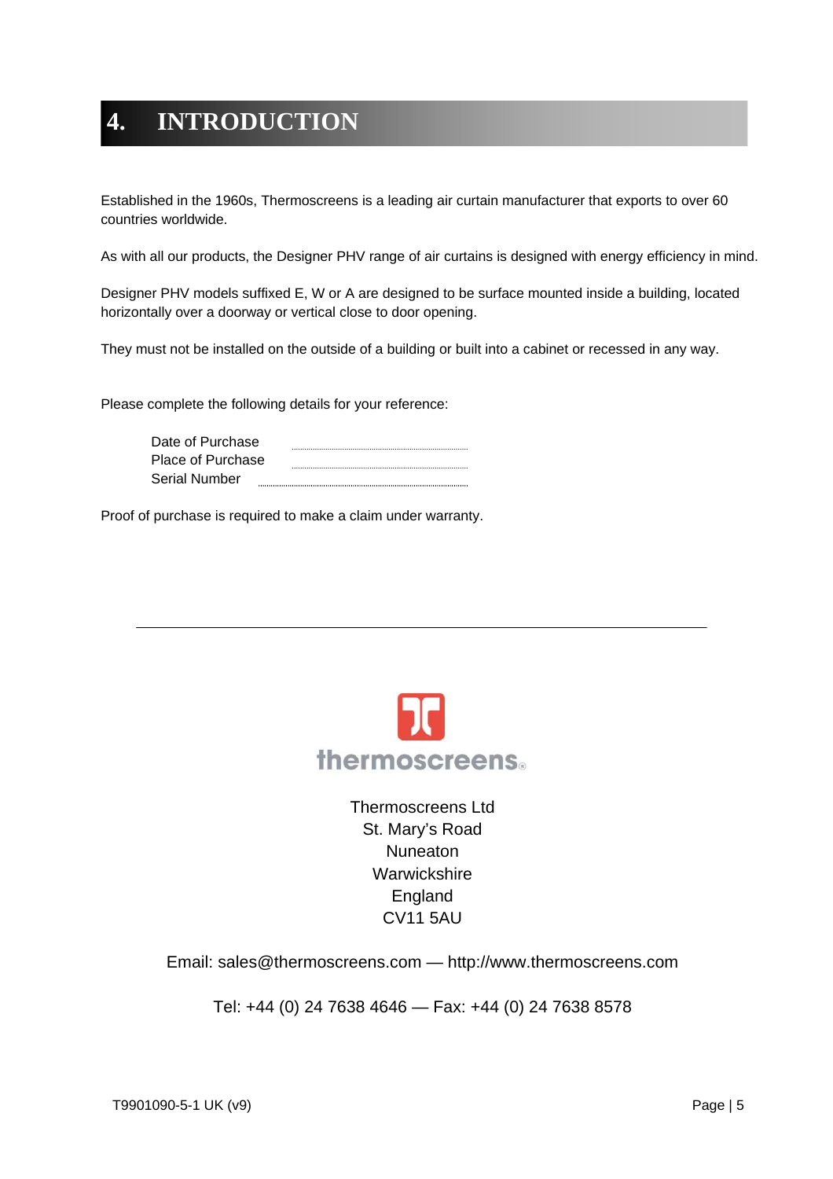# 4. INTRODUCTION

Established in the 1960s, Thermoscreens is a leading air curtain manufacturer that exports to over 60 countries worldwide.

As with all our products, the Designer PHV range of air curtains is designed with energy efficiency in mind.

Designer PHV models suffixed E, W or A are designed to be surface mounted inside a building, located horizontally over a doorway or vertical close to door opening.

They must not be installed on the outside of a building or built into a cabinet or recessed in any way.

Please complete the following details for your reference:

Date of Purchase ..............................................
Place of Purchase ..............................................
Serial Number ..............................................

Proof of purchase is required to make a claim under warranty.

---

thermoscreens

Thermoscreens Ltd
St. Mary's Road
Nuneaton
Warwickshire
England
CV11 5AU

Email: sales@thermoscreens.com — http://www.thermoscreens.com

Tel: +44 (0) 24 7638 4646 — Fax: +44 (0) 24 7638 8578

T9901090-5-1 UK (v9)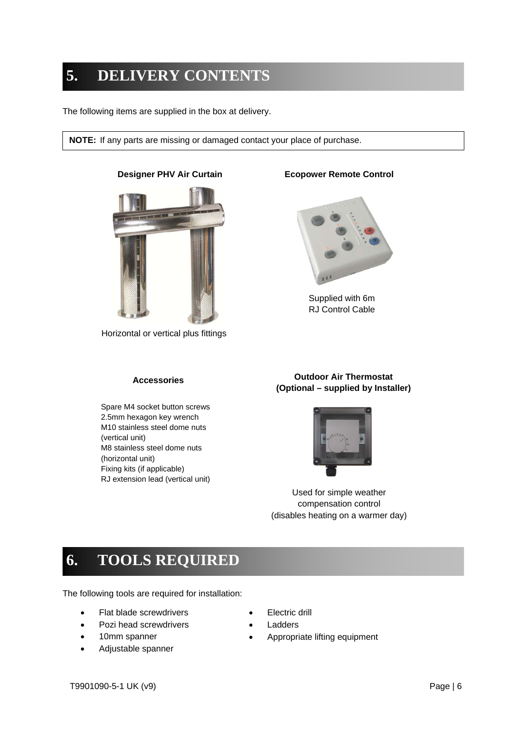# 5. DELIVERY CONTENTS

The following items are supplied in the box at delivery.

> **NOTE:** If any parts are missing or damaged contact your place of purchase.

**Designer PHV Air Curtain**

Horizontal or vertical plus fittings

**Ecopower Remote Control**

Supplied with 6m RJ Control Cable

**Accessories**

Spare M4 socket button screws
2.5mm hexagon key wrench
M10 stainless steel dome nuts (vertical unit)
M8 stainless steel dome nuts (horizontal unit)
Fixing kits (if applicable)
RJ extension lead (vertical unit)

**Outdoor Air Thermostat (Optional – supplied by Installer)**

Used for simple weather compensation control (disables heating on a warmer day)

# 6. TOOLS REQUIRED

The following tools are required for installation:

- Flat blade screwdrivers
- Pozi head screwdrivers
- 10mm spanner
- Adjustable spanner
- Electric drill
- Ladders
- Appropriate lifting equipment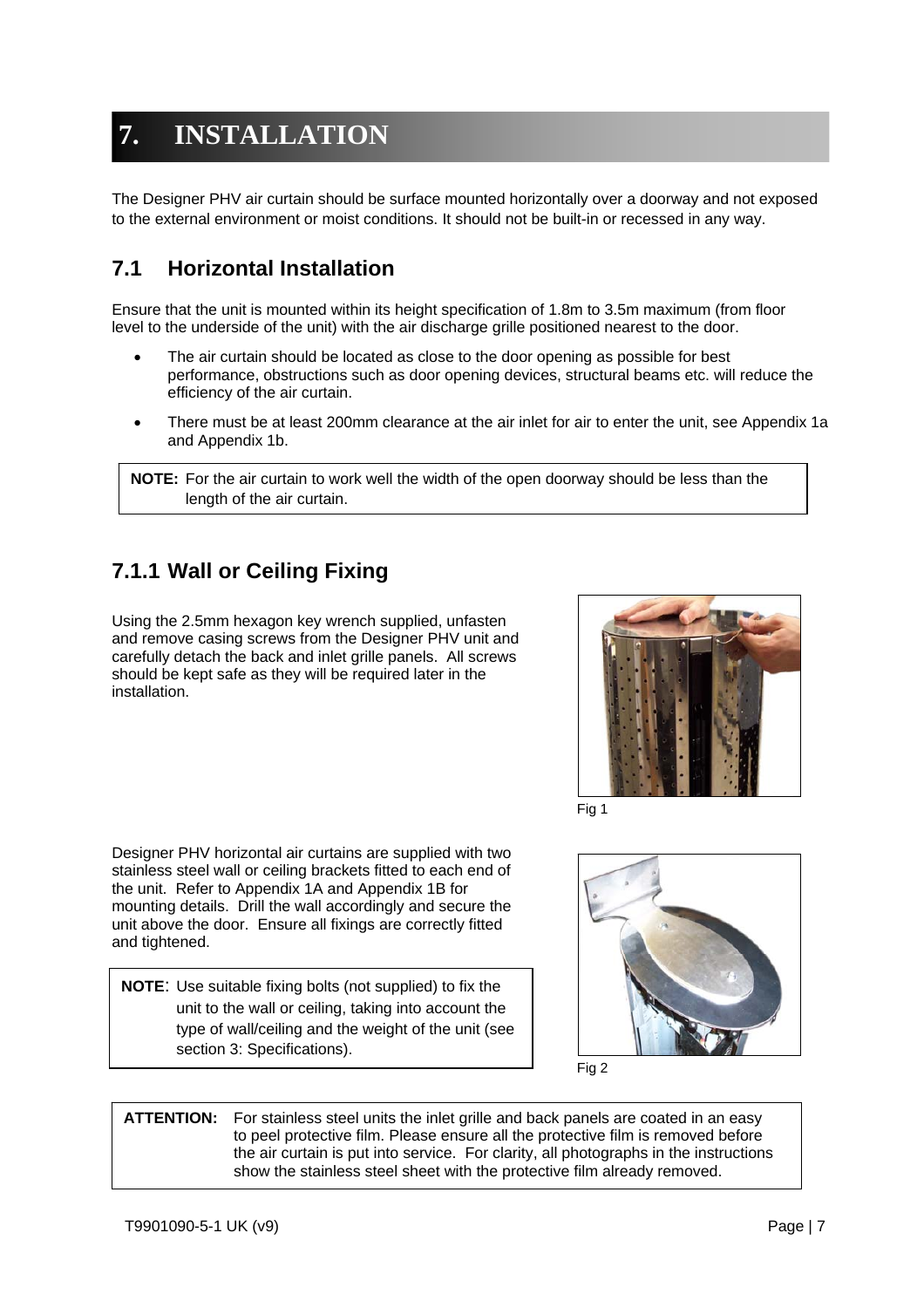# 7. INSTALLATION

The Designer PHV air curtain should be surface mounted horizontally over a doorway and not exposed to the external environment or moist conditions. It should not be built-in or recessed in any way.

## 7.1 Horizontal Installation

Ensure that the unit is mounted within its height specification of 1.8m to 3.5m maximum (from floor level to the underside of the unit) with the air discharge grille positioned nearest to the door.

- The air curtain should be located as close to the door opening as possible for best performance, obstructions such as door opening devices, structural beams etc. will reduce the efficiency of the air curtain.
- There must be at least 200mm clearance at the air inlet for air to enter the unit, see Appendix 1a and Appendix 1b.

**NOTE:** For the air curtain to work well the width of the open doorway should be less than the length of the air curtain.

### 7.1.1 Wall or Ceiling Fixing

Using the 2.5mm hexagon key wrench supplied, unfasten and remove casing screws from the Designer PHV unit and carefully detach the back and inlet grille panels. All screws should be kept safe as they will be required later in the installation.

Fig 1

Designer PHV horizontal air curtains are supplied with two stainless steel wall or ceiling brackets fitted to each end of the unit. Refer to Appendix 1A and Appendix 1B for mounting details. Drill the wall accordingly and secure the unit above the door. Ensure all fixings are correctly fitted and tightened.

**NOTE**: Use suitable fixing bolts (not supplied) to fix the unit to the wall or ceiling, taking into account the type of wall/ceiling and the weight of the unit (see section 3: Specifications).

Fig 2

**ATTENTION:** For stainless steel units the inlet grille and back panels are coated in an easy to peel protective film. Please ensure all the protective film is removed before the air curtain is put into service. For clarity, all photographs in the instructions show the stainless steel sheet with the protective film already removed.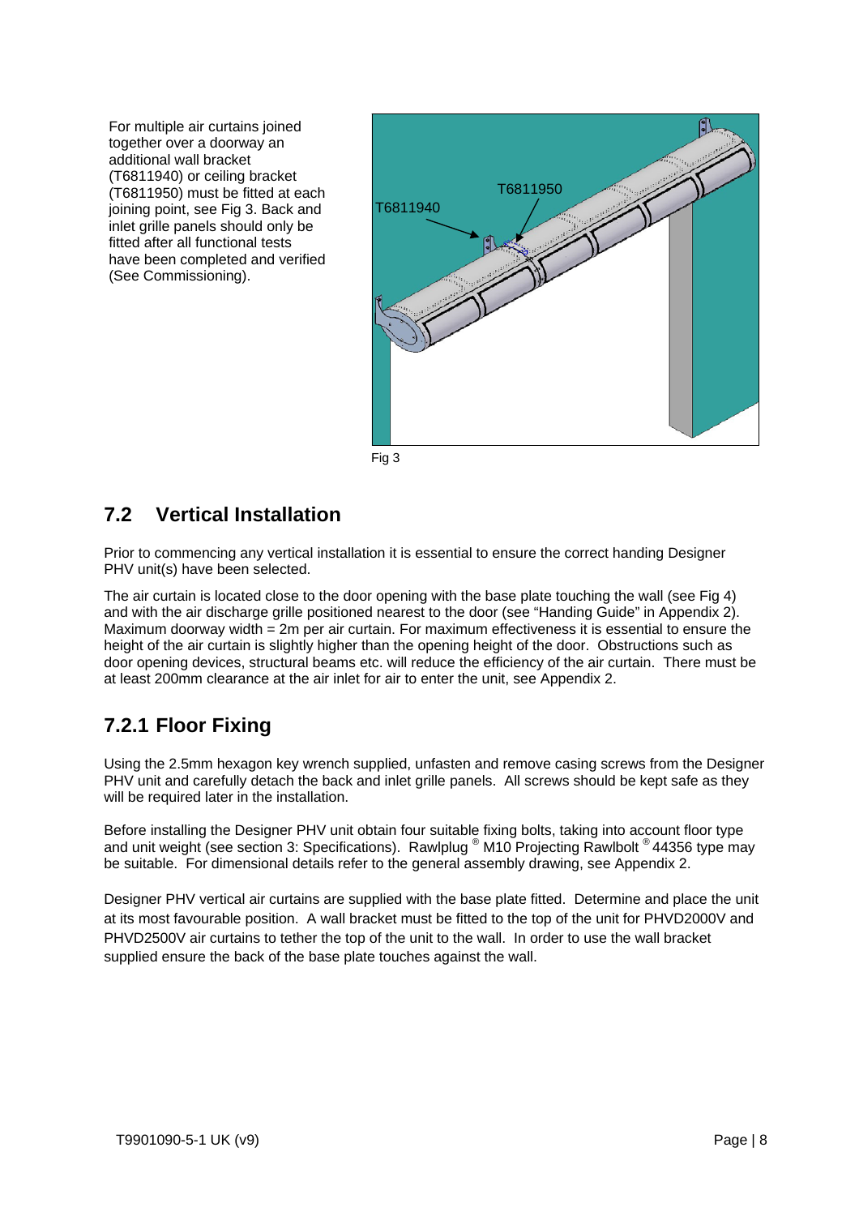For multiple air curtains joined together over a doorway an additional wall bracket (T6811940) or ceiling bracket (T6811950) must be fitted at each joining point, see Fig 3. Back and inlet grille panels should only be fitted after all functional tests have been completed and verified (See Commissioning).

Fig 3

## 7.2 Vertical Installation

Prior to commencing any vertical installation it is essential to ensure the correct handing Designer PHV unit(s) have been selected.

The air curtain is located close to the door opening with the base plate touching the wall (see Fig 4) and with the air discharge grille positioned nearest to the door (see "Handing Guide" in Appendix 2). Maximum doorway width = 2m per air curtain. For maximum effectiveness it is essential to ensure the height of the air curtain is slightly higher than the opening height of the door. Obstructions such as door opening devices, structural beams etc. will reduce the efficiency of the air curtain. There must be at least 200mm clearance at the air inlet for air to enter the unit, see Appendix 2.

### 7.2.1 Floor Fixing

Using the 2.5mm hexagon key wrench supplied, unfasten and remove casing screws from the Designer PHV unit and carefully detach the back and inlet grille panels. All screws should be kept safe as they will be required later in the installation.

Before installing the Designer PHV unit obtain four suitable fixing bolts, taking into account floor type and unit weight (see section 3: Specifications). Rawlplug ® M10 Projecting Rawlbolt ® 44356 type may be suitable. For dimensional details refer to the general assembly drawing, see Appendix 2.

Designer PHV vertical air curtains are supplied with the base plate fitted. Determine and place the unit at its most favourable position. A wall bracket must be fitted to the top of the unit for PHVD2000V and PHVD2500V air curtains to tether the top of the unit to the wall. In order to use the wall bracket supplied ensure the back of the base plate touches against the wall.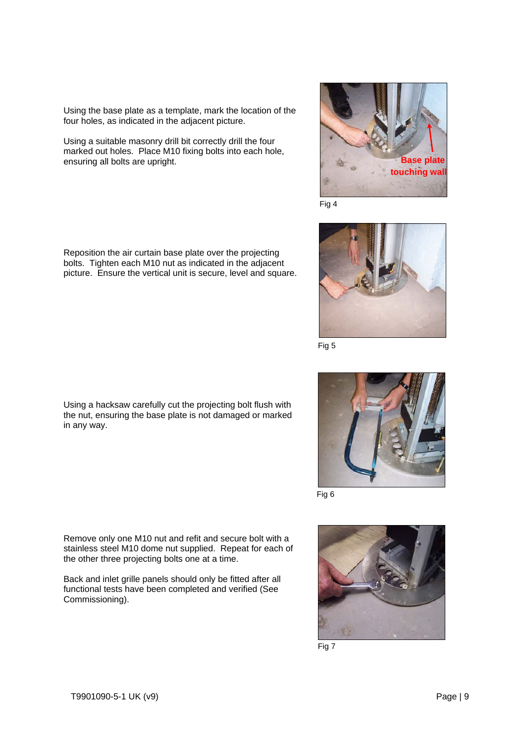Using the base plate as a template, mark the location of the four holes, as indicated in the adjacent picture.

Using a suitable masonry drill bit correctly drill the four marked out holes. Place M10 fixing bolts into each hole, ensuring all bolts are upright.

Fig 4

Reposition the air curtain base plate over the projecting bolts. Tighten each M10 nut as indicated in the adjacent picture. Ensure the vertical unit is secure, level and square.

Fig 5

Using a hacksaw carefully cut the projecting bolt flush with the nut, ensuring the base plate is not damaged or marked in any way.

Fig 6

Remove only one M10 nut and refit and secure bolt with a stainless steel M10 dome nut supplied. Repeat for each of the other three projecting bolts one at a time.

Back and inlet grille panels should only be fitted after all functional tests have been completed and verified (See Commissioning).

Fig 7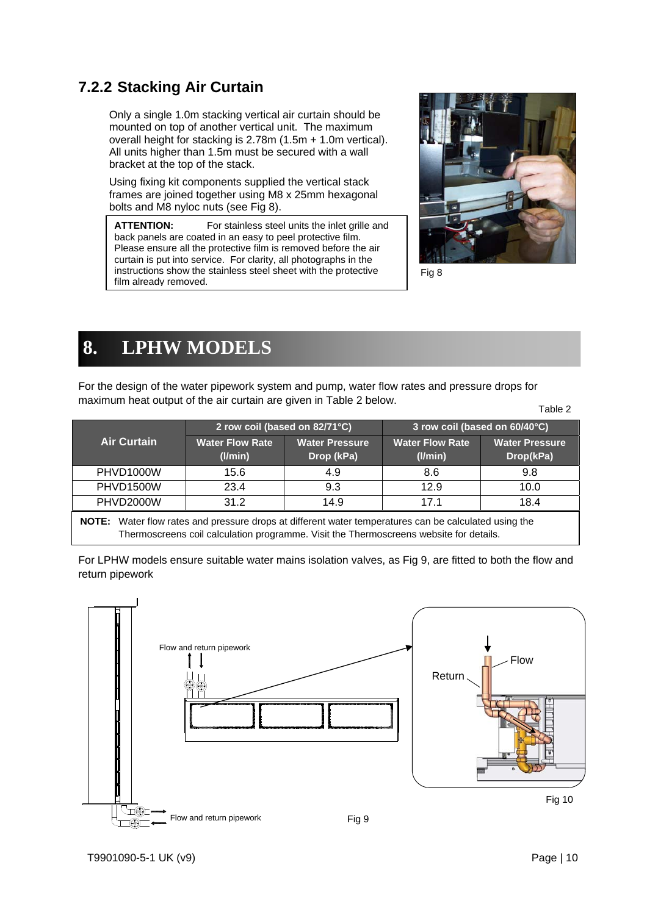## 7.2.2 Stacking Air Curtain

Only a single 1.0m stacking vertical air curtain should be mounted on top of another vertical unit. The maximum overall height for stacking is 2.78m (1.5m + 1.0m vertical). All units higher than 1.5m must be secured with a wall bracket at the top of the stack.

Using fixing kit components supplied the vertical stack frames are joined together using M8 x 25mm hexagonal bolts and M8 nyloc nuts (see Fig 8).

**ATTENTION:** For stainless steel units the inlet grille and back panels are coated in an easy to peel protective film. Please ensure all the protective film is removed before the air curtain is put into service. For clarity, all photographs in the instructions show the stainless steel sheet with the protective film already removed.

Fig 8

# 8. LPHW MODELS

For the design of the water pipework system and pump, water flow rates and pressure drops for maximum heat output of the air curtain are given in Table 2 below.

Table 2

| Air Curtain | 2 row coil (based on 82/71°C) | | 3 row coil (based on 60/40°C) | |
|---|---|---|---|---|
| | Water Flow Rate (l/min) | Water Pressure Drop (kPa) | Water Flow Rate (l/min) | Water Pressure Drop(kPa) |
| PHVD1000W | 15.6 | 4.9 | 8.6 | 9.8 |
| PHVD1500W | 23.4 | 9.3 | 12.9 | 10.0 |
| PHVD2000W | 31.2 | 14.9 | 17.1 | 18.4 |

**NOTE:** Water flow rates and pressure drops at different water temperatures can be calculated using the Thermoscreens coil calculation programme. Visit the Thermoscreens website for details.

For LPHW models ensure suitable water mains isolation valves, as Fig 9, are fitted to both the flow and return pipework

Flow and return pipework

Flow and return pipework

Fig 9

Return

Flow

Fig 10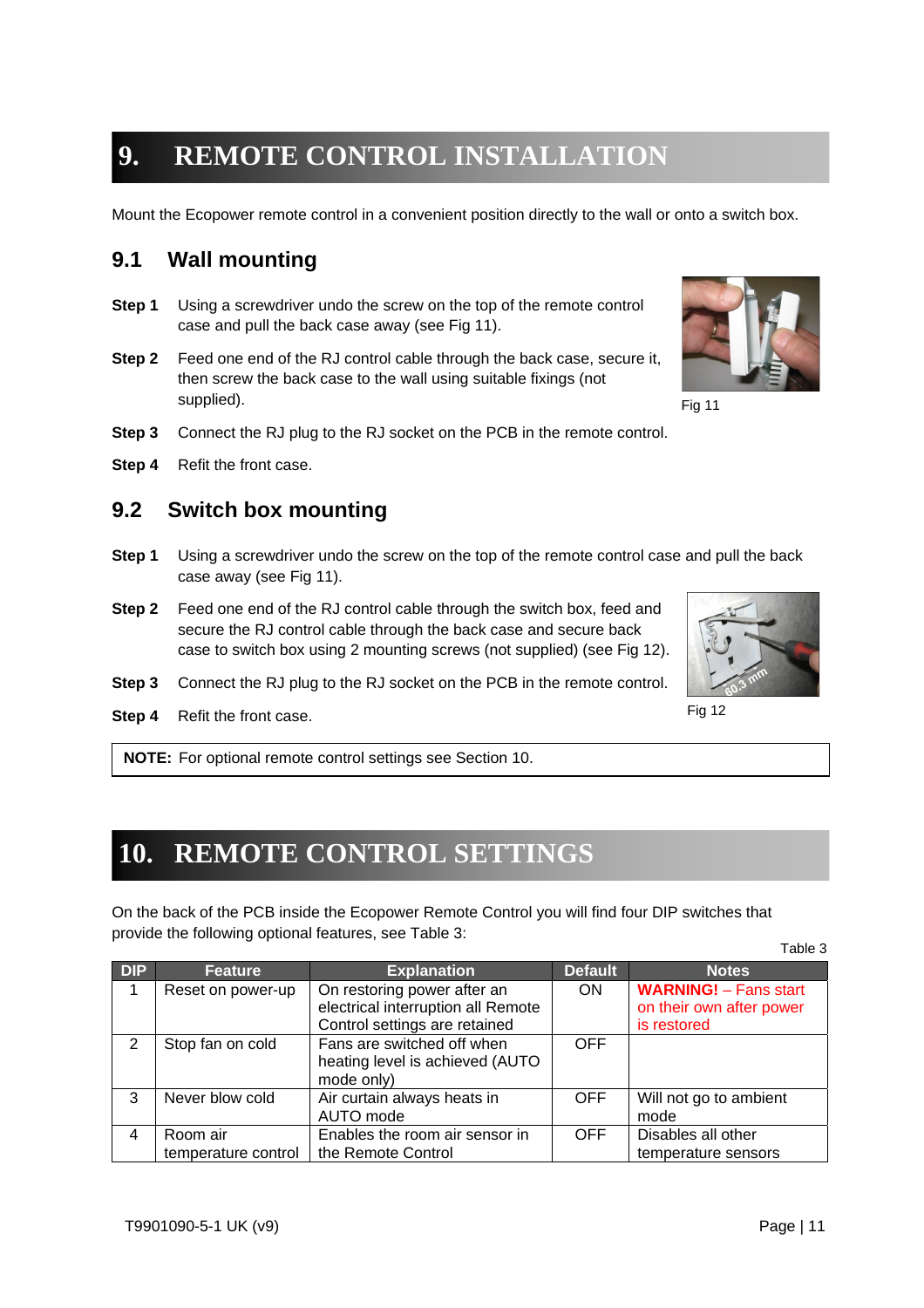# 9. REMOTE CONTROL INSTALLATION

Mount the Ecopower remote control in a convenient position directly to the wall or onto a switch box.

## 9.1 Wall mounting

**Step 1** Using a screwdriver undo the screw on the top of the remote control case and pull the back case away (see Fig 11).

**Step 2** Feed one end of the RJ control cable through the back case, secure it, then screw the back case to the wall using suitable fixings (not supplied).

Fig 11

**Step 3** Connect the RJ plug to the RJ socket on the PCB in the remote control.

**Step 4** Refit the front case.

## 9.2 Switch box mounting

**Step 1** Using a screwdriver undo the screw on the top of the remote control case and pull the back case away (see Fig 11).

**Step 2** Feed one end of the RJ control cable through the switch box, feed and secure the RJ control cable through the back case and secure back case to switch box using 2 mounting screws (not supplied) (see Fig 12).

**Step 3** Connect the RJ plug to the RJ socket on the PCB in the remote control.

**Step 4** Refit the front case.

Fig 12

**NOTE:** For optional remote control settings see Section 10.

# 10. REMOTE CONTROL SETTINGS

On the back of the PCB inside the Ecopower Remote Control you will find four DIP switches that provide the following optional features, see Table 3:

Table 3

| DIP | Feature | Explanation | Default | Notes |
|---|---|---|---|---|
| 1 | Reset on power-up | On restoring power after an electrical interruption all Remote Control settings are retained | ON | **WARNING!** – Fans start on their own after power is restored |
| 2 | Stop fan on cold | Fans are switched off when heating level is achieved (AUTO mode only) | OFF | |
| 3 | Never blow cold | Air curtain always heats in AUTO mode | OFF | Will not go to ambient mode |
| 4 | Room air temperature control | Enables the room air sensor in the Remote Control | OFF | Disables all other temperature sensors |

T9901090-5-1 UK (v9)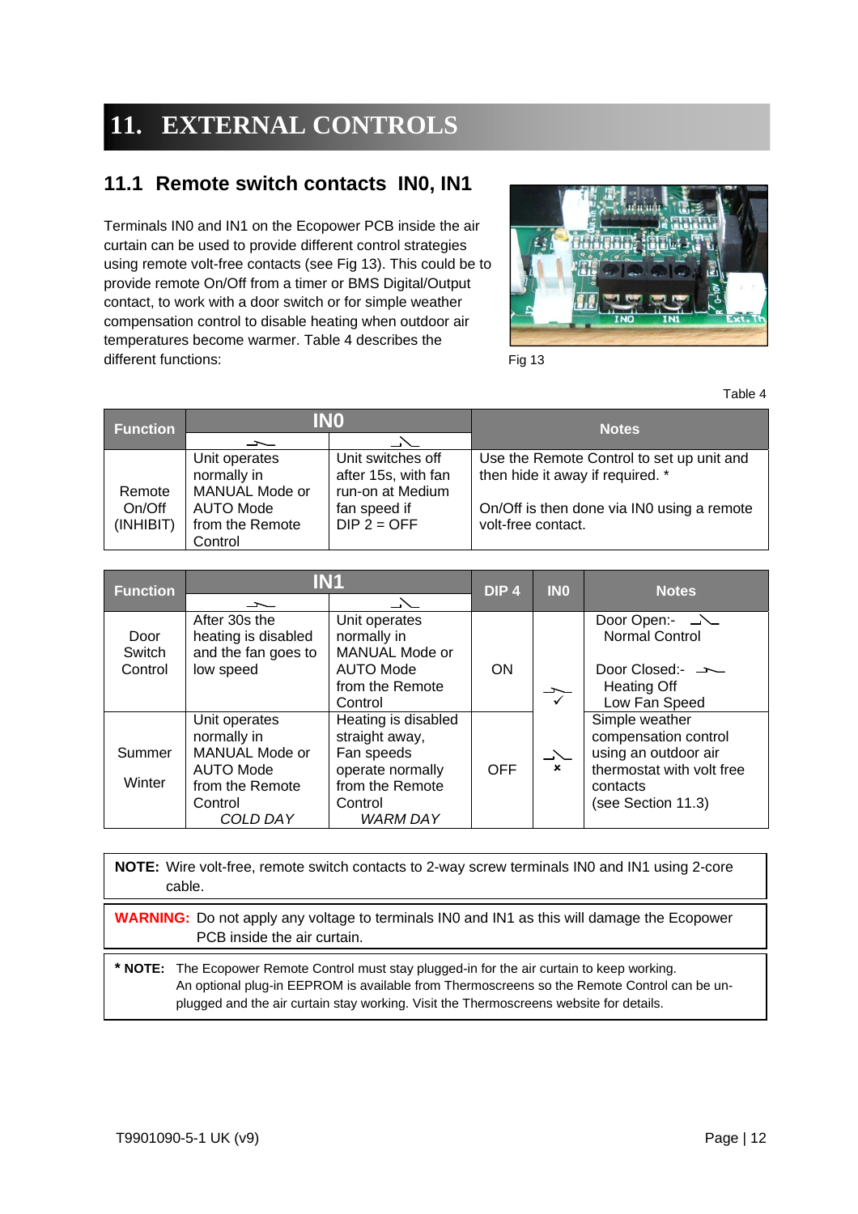# 11. EXTERNAL CONTROLS

## 11.1 Remote switch contacts IN0, IN1

Terminals IN0 and IN1 on the Ecopower PCB inside the air curtain can be used to provide different control strategies using remote volt-free contacts (see Fig 13). This could be to provide remote On/Off from a timer or BMS Digital/Output contact, to work with a door switch or for simple weather compensation control to disable heating when outdoor air temperatures become warmer. Table 4 describes the different functions:

Fig 13

Table 4

| Function | IN0 (closed) | IN0 (open) | Notes |
|---|---|---|---|
| Remote On/Off (INHIBIT) | Unit operates normally in MANUAL Mode or AUTO Mode from the Remote Control | Unit switches off after 15s, with fan run-on at Medium fan speed if DIP 2 = OFF | Use the Remote Control to set up unit and then hide it away if required. * On/Off is then done via IN0 using a remote volt-free contact. |

| Function | IN1 (closed) | IN1 (open) | DIP 4 | IN0 | Notes |
|---|---|---|---|---|---|
| Door Switch Control | After 30s the heating is disabled and the fan goes to low speed | Unit operates normally in MANUAL Mode or AUTO Mode from the Remote Control | ON | closed ✓ | Door Open:- (open) Normal Control<br>Door Closed:- (closed) Heating Off Low Fan Speed |
| Summer<br>Winter | Unit operates normally in MANUAL Mode or AUTO Mode from the Remote Control *COLD DAY* | Heating is disabled straight away, Fan speeds operate normally from the Remote Control *WARM DAY* | OFF | open × | Simple weather compensation control using an outdoor air thermostat with volt free contacts (see Section 11.3) |

**NOTE:** Wire volt-free, remote switch contacts to 2-way screw terminals IN0 and IN1 using 2-core cable.

**WARNING:** Do not apply any voltage to terminals IN0 and IN1 as this will damage the Ecopower PCB inside the air curtain.

**\* NOTE:** The Ecopower Remote Control must stay plugged-in for the air curtain to keep working. An optional plug-in EEPROM is available from Thermoscreens so the Remote Control can be un-plugged and the air curtain stay working. Visit the Thermoscreens website for details.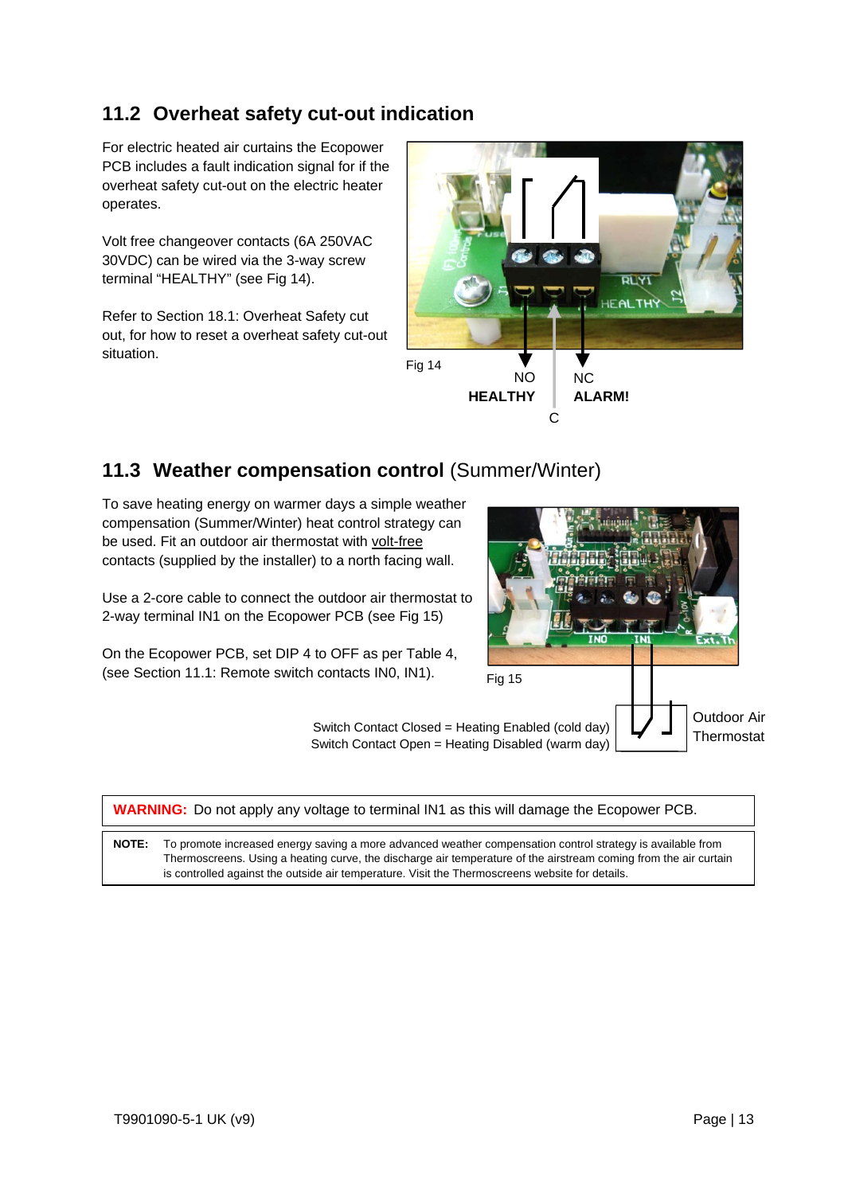## 11.2 Overheat safety cut-out indication

For electric heated air curtains the Ecopower PCB includes a fault indication signal for if the overheat safety cut-out on the electric heater operates.

Volt free changeover contacts (6A 250VAC 30VDC) can be wired via the 3-way screw terminal "HEALTHY" (see Fig 14).

Refer to Section 18.1: Overheat Safety cut out, for how to reset a overheat safety cut-out situation.

Fig 14

NO **HEALTHY** NC **ALARM!** C

## 11.3 Weather compensation control (Summer/Winter)

To save heating energy on warmer days a simple weather compensation (Summer/Winter) heat control strategy can be used. Fit an outdoor air thermostat with volt-free contacts (supplied by the installer) to a north facing wall.

Use a 2-core cable to connect the outdoor air thermostat to 2-way terminal IN1 on the Ecopower PCB (see Fig 15)

On the Ecopower PCB, set DIP 4 to OFF as per Table 4, (see Section 11.1: Remote switch contacts IN0, IN1).

Fig 15

Switch Contact Closed = Heating Enabled (cold day)
Switch Contact Open = Heating Disabled (warm day)

Outdoor Air Thermostat

**WARNING:** Do not apply any voltage to terminal IN1 as this will damage the Ecopower PCB.

**NOTE:** To promote increased energy saving a more advanced weather compensation control strategy is available from Thermoscreens. Using a heating curve, the discharge air temperature of the airstream coming from the air curtain is controlled against the outside air temperature. Visit the Thermoscreens website for details.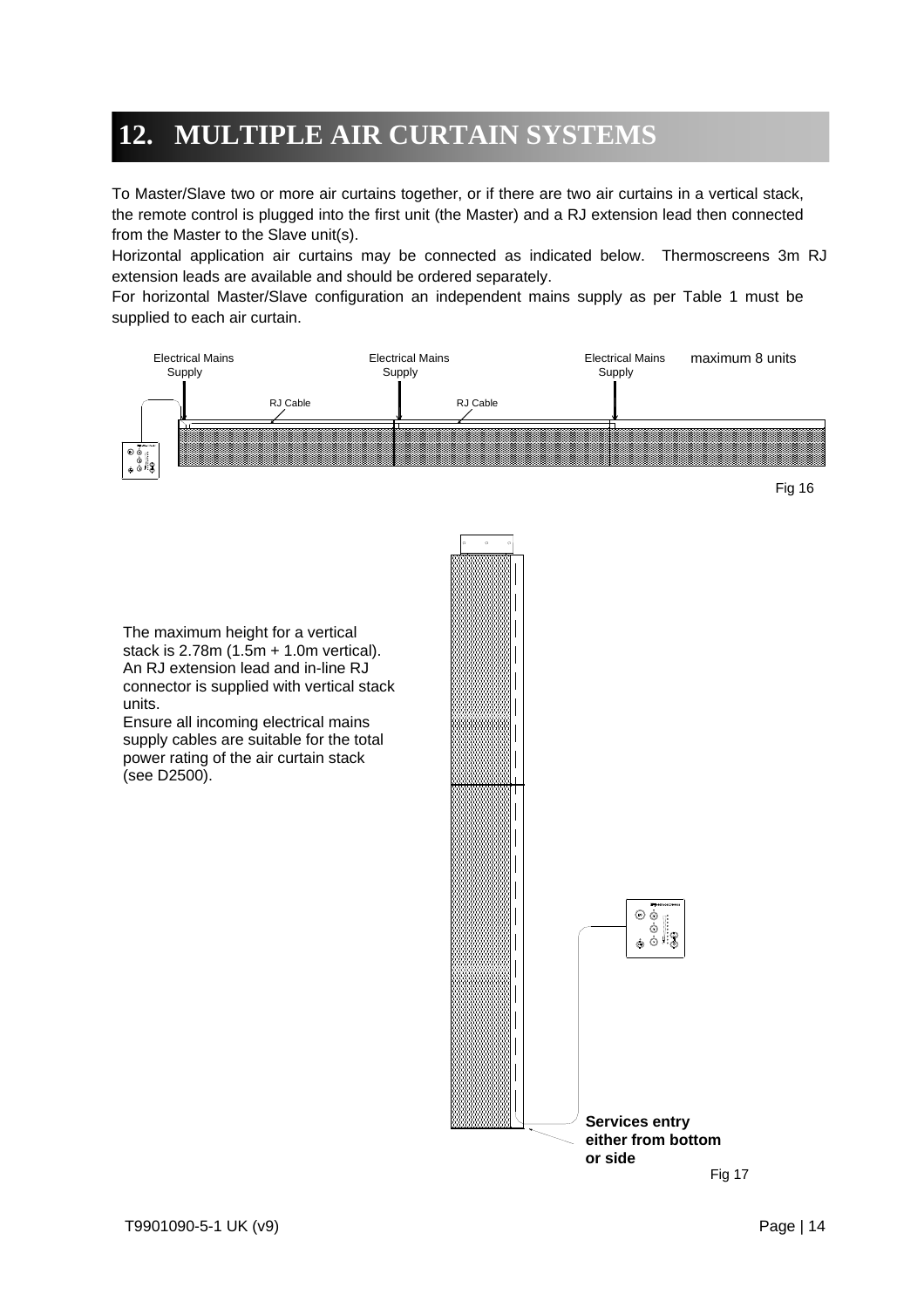# 12. MULTIPLE AIR CURTAIN SYSTEMS

To Master/Slave two or more air curtains together, or if there are two air curtains in a vertical stack, the remote control is plugged into the first unit (the Master) and a RJ extension lead then connected from the Master to the Slave unit(s).

Horizontal application air curtains may be connected as indicated below. Thermoscreens 3m RJ extension leads are available and should be ordered separately.

For horizontal Master/Slave configuration an independent mains supply as per Table 1 must be supplied to each air curtain.

Electrical Mains Supply | Electrical Mains Supply | Electrical Mains Supply | maximum 8 units

RJ Cable | RJ Cable

Fig 16

The maximum height for a vertical stack is 2.78m (1.5m + 1.0m vertical). An RJ extension lead and in-line RJ connector is supplied with vertical stack units.

Ensure all incoming electrical mains supply cables are suitable for the total power rating of the air curtain stack (see D2500).

**Services entry either from bottom or side**

Fig 17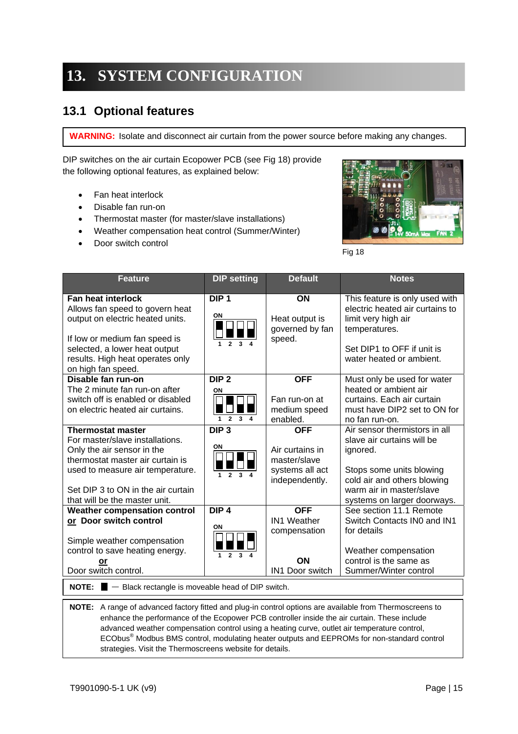# 13. SYSTEM CONFIGURATION

## 13.1 Optional features

**WARNING:** Isolate and disconnect air curtain from the power source before making any changes.

DIP switches on the air curtain Ecopower PCB (see Fig 18) provide the following optional features, as explained below:

- Fan heat interlock
- Disable fan run-on
- Thermostat master (for master/slave installations)
- Weather compensation heat control (Summer/Winter)
- Door switch control

Fig 18

| Feature | DIP setting | Default | Notes |
|---|---|---|---|
| **Fan heat interlock**<br>Allows fan speed to govern heat output on electric heated units.<br><br>If low or medium fan speed is selected, a lower heat output results. High heat operates only on high fan speed. | **DIP 1** | **ON**<br><br>Heat output is governed by fan speed. | This feature is only used with electric heated air curtains to limit very high air temperatures.<br><br>Set DIP1 to OFF if unit is water heated or ambient. |
| **Disable fan run-on**<br>The 2 minute fan run-on after switch off is enabled or disabled on electric heated air curtains. | **DIP 2** | **OFF**<br><br>Fan run-on at medium speed enabled. | Must only be used for water heated or ambient air curtains. Each air curtain must have DIP2 set to ON for no fan run-on. |
| **Thermostat master**<br>For master/slave installations. Only the air sensor in the thermostat master air curtain is used to measure air temperature.<br><br>Set DIP 3 to ON in the air curtain that will be the master unit. | **DIP 3** | **OFF**<br><br>Air curtains in master/slave systems all act independently. | Air sensor thermistors in all slave air curtains will be ignored.<br><br>Stops some units blowing cold air and others blowing warm air in master/slave systems on larger doorways. |
| **Weather compensation control <u>or</u> Door switch control**<br><br>Simple weather compensation control to save heating energy.<br>**<u>or</u>**<br>Door switch control. | **DIP 4** | **OFF**<br>IN1 Weather compensation<br><br>**ON**<br>IN1 Door switch | See section 11.1 Remote Switch Contacts IN0 and IN1 for details<br><br>Weather compensation control is the same as Summer/Winter control |

**NOTE:** ■ — Black rectangle is moveable head of DIP switch.

**NOTE:** A range of advanced factory fitted and plug-in control options are available from Thermoscreens to enhance the performance of the Ecopower PCB controller inside the air curtain. These include advanced weather compensation control using a heating curve, outlet air temperature control, ECObus® Modbus BMS control, modulating heater outputs and EEPROMs for non-standard control strategies. Visit the Thermoscreens website for details.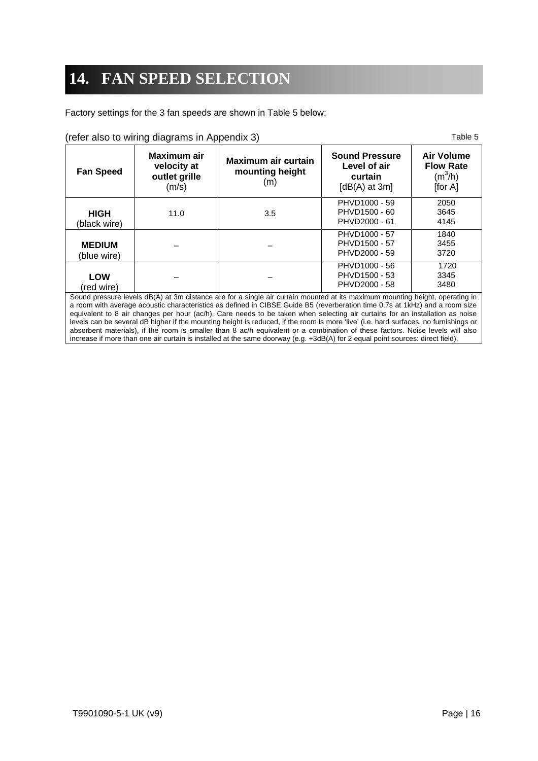# 14. FAN SPEED SELECTION

Factory settings for the 3 fan speeds are shown in Table 5 below:

(refer also to wiring diagrams in Appendix 3)

Table 5

| **Fan Speed** | **Maximum air velocity at outlet grille** (m/s) | **Maximum air curtain mounting height** (m) | **Sound Pressure Level of air curtain** [dB(A) at 3m] | **Air Volume Flow Rate** ($m^3$/h) [for A] |
|---|---|---|---|---|
| **HIGH** (black wire) | 11.0 | 3.5 | PHVD1000 - 59<br>PHVD1500 - 60<br>PHVD2000 - 61 | 2050<br>3645<br>4145 |
| **MEDIUM** (blue wire) | – | – | PHVD1000 - 57<br>PHVD1500 - 57<br>PHVD2000 - 59 | 1840<br>3455<br>3720 |
| **LOW** (red wire) | – | – | PHVD1000 - 56<br>PHVD1500 - 53<br>PHVD2000 - 58 | 1720<br>3345<br>3480 |

Sound pressure levels dB(A) at 3m distance are for a single air curtain mounted at its maximum mounting height, operating in a room with average acoustic characteristics as defined in CIBSE Guide B5 (reverberation time 0.7s at 1kHz) and a room size equivalent to 8 air changes per hour (ac/h). Care needs to be taken when selecting air curtains for an installation as noise levels can be several dB higher if the mounting height is reduced, if the room is more 'live' (i.e. hard surfaces, no furnishings or absorbent materials), if the room is smaller than 8 ac/h equivalent or a combination of these factors. Noise levels will also increase if more than one air curtain is installed at the same doorway (e.g. +3dB(A) for 2 equal point sources: direct field).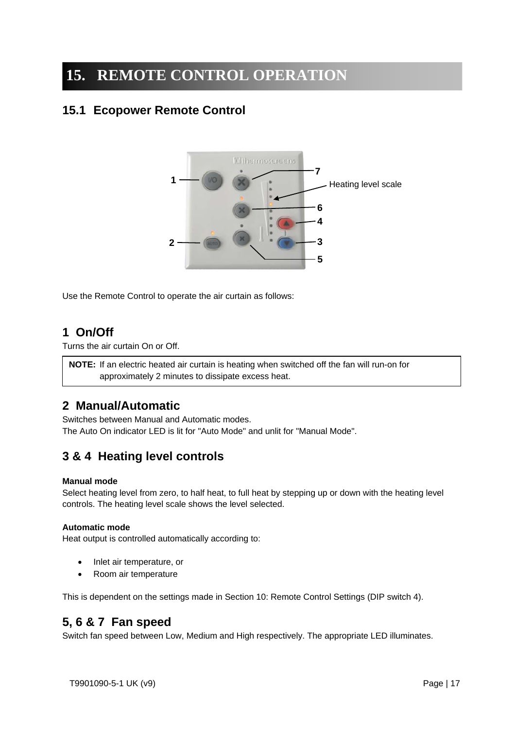# 15. REMOTE CONTROL OPERATION

## 15.1 Ecopower Remote Control

Use the Remote Control to operate the air curtain as follows:

### 1 On/Off

Turns the air curtain On or Off.

| **NOTE:** If an electric heated air curtain is heating when switched off the fan will run-on for approximately 2 minutes to dissipate excess heat. |
|---|

### 2 Manual/Automatic

Switches between Manual and Automatic modes.
The Auto On indicator LED is lit for "Auto Mode" and unlit for "Manual Mode".

### 3 & 4 Heating level controls

**Manual mode**
Select heating level from zero, to half heat, to full heat by stepping up or down with the heating level controls. The heating level scale shows the level selected.

**Automatic mode**
Heat output is controlled automatically according to:

- Inlet air temperature, or
- Room air temperature

This is dependent on the settings made in Section 10: Remote Control Settings (DIP switch 4).

### 5, 6 & 7 Fan speed

Switch fan speed between Low, Medium and High respectively. The appropriate LED illuminates.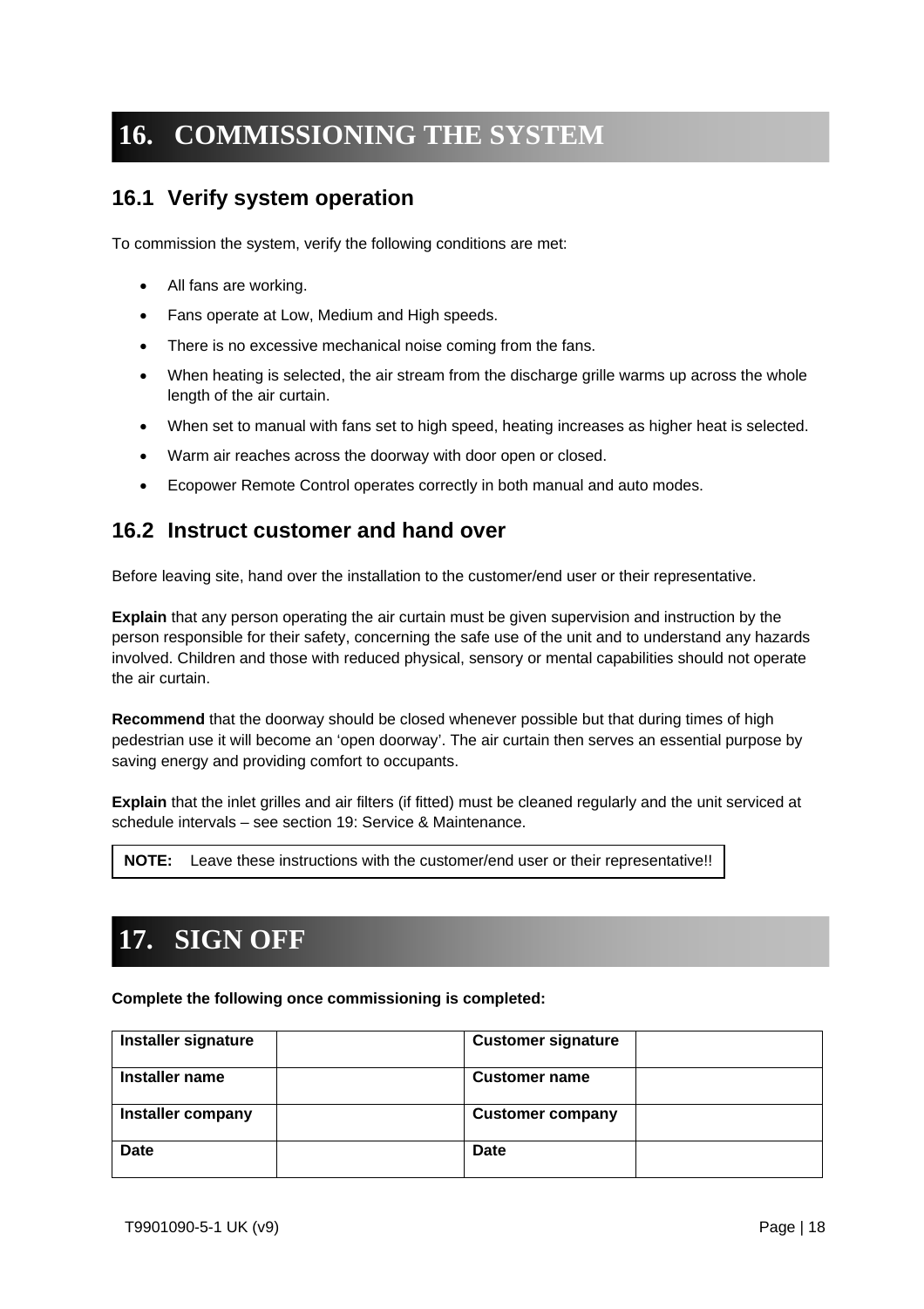# 16. COMMISSIONING THE SYSTEM

## 16.1 Verify system operation

To commission the system, verify the following conditions are met:

- All fans are working.
- Fans operate at Low, Medium and High speeds.
- There is no excessive mechanical noise coming from the fans.
- When heating is selected, the air stream from the discharge grille warms up across the whole length of the air curtain.
- When set to manual with fans set to high speed, heating increases as higher heat is selected.
- Warm air reaches across the doorway with door open or closed.
- Ecopower Remote Control operates correctly in both manual and auto modes.

## 16.2 Instruct customer and hand over

Before leaving site, hand over the installation to the customer/end user or their representative.

**Explain** that any person operating the air curtain must be given supervision and instruction by the person responsible for their safety, concerning the safe use of the unit and to understand any hazards involved. Children and those with reduced physical, sensory or mental capabilities should not operate the air curtain.

**Recommend** that the doorway should be closed whenever possible but that during times of high pedestrian use it will become an 'open doorway'. The air curtain then serves an essential purpose by saving energy and providing comfort to occupants.

**Explain** that the inlet grilles and air filters (if fitted) must be cleaned regularly and the unit serviced at schedule intervals – see section 19: Service & Maintenance.

**NOTE:** Leave these instructions with the customer/end user or their representative!!

# 17. SIGN OFF

**Complete the following once commissioning is completed:**

| Installer signature | | Customer signature | |
|---|---|---|---|
| Installer name | | Customer name | |
| Installer company | | Customer company | |
| Date | | Date | |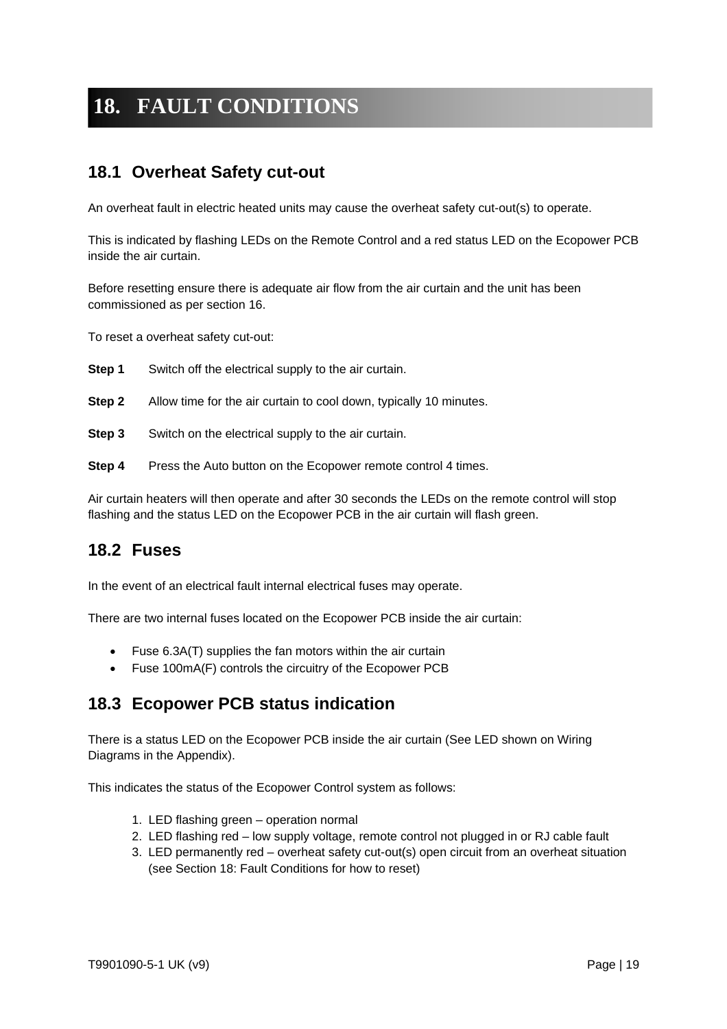# 18. FAULT CONDITIONS

## 18.1 Overheat Safety cut-out

An overheat fault in electric heated units may cause the overheat safety cut-out(s) to operate.

This is indicated by flashing LEDs on the Remote Control and a red status LED on the Ecopower PCB inside the air curtain.

Before resetting ensure there is adequate air flow from the air curtain and the unit has been commissioned as per section 16.

To reset a overheat safety cut-out:

**Step 1** Switch off the electrical supply to the air curtain.

**Step 2** Allow time for the air curtain to cool down, typically 10 minutes.

**Step 3** Switch on the electrical supply to the air curtain.

**Step 4** Press the Auto button on the Ecopower remote control 4 times.

Air curtain heaters will then operate and after 30 seconds the LEDs on the remote control will stop flashing and the status LED on the Ecopower PCB in the air curtain will flash green.

## 18.2 Fuses

In the event of an electrical fault internal electrical fuses may operate.

There are two internal fuses located on the Ecopower PCB inside the air curtain:

- Fuse 6.3A(T) supplies the fan motors within the air curtain
- Fuse 100mA(F) controls the circuitry of the Ecopower PCB

## 18.3 Ecopower PCB status indication

There is a status LED on the Ecopower PCB inside the air curtain (See LED shown on Wiring Diagrams in the Appendix).

This indicates the status of the Ecopower Control system as follows:

1. LED flashing green – operation normal
2. LED flashing red – low supply voltage, remote control not plugged in or RJ cable fault
3. LED permanently red – overheat safety cut-out(s) open circuit from an overheat situation (see Section 18: Fault Conditions for how to reset)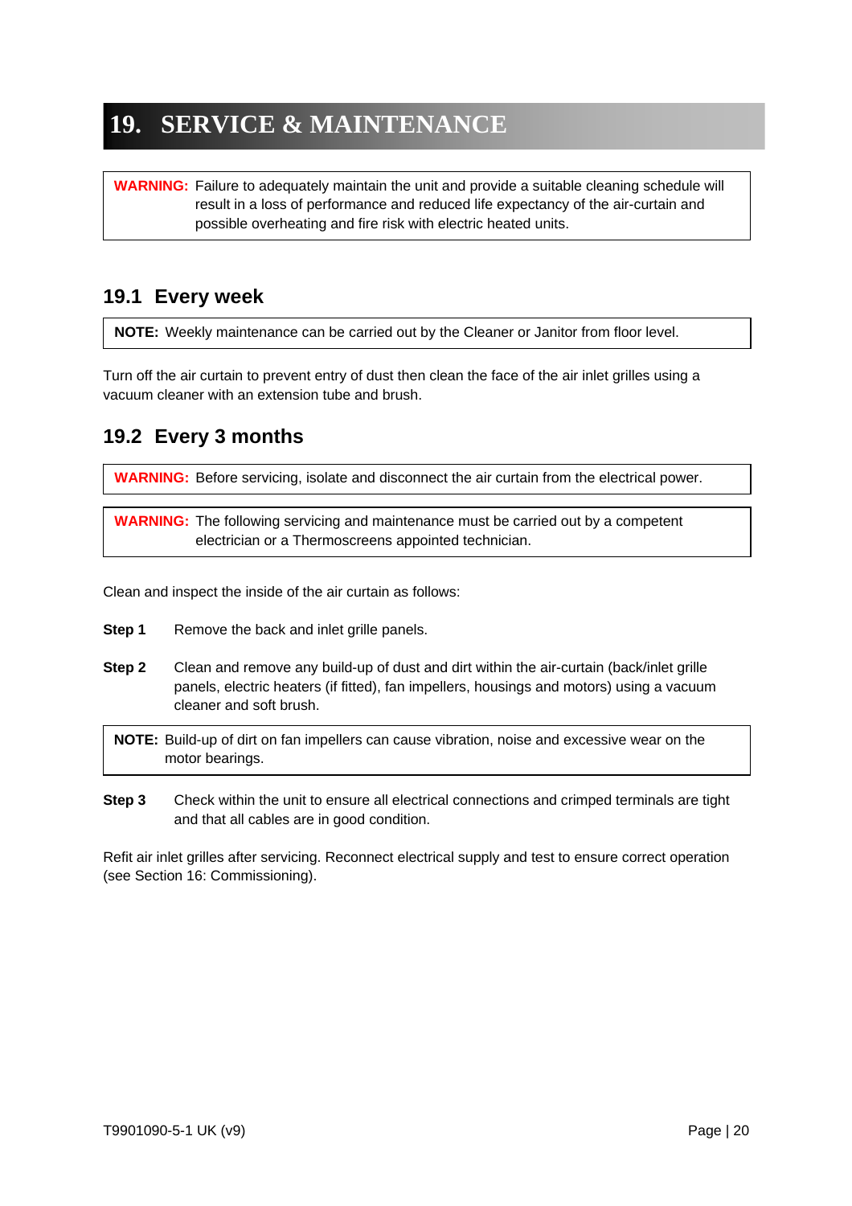# 19. SERVICE & MAINTENANCE

> **WARNING:** Failure to adequately maintain the unit and provide a suitable cleaning schedule will result in a loss of performance and reduced life expectancy of the air-curtain and possible overheating and fire risk with electric heated units.

## 19.1 Every week

> **NOTE:** Weekly maintenance can be carried out by the Cleaner or Janitor from floor level.

Turn off the air curtain to prevent entry of dust then clean the face of the air inlet grilles using a vacuum cleaner with an extension tube and brush.

## 19.2 Every 3 months

> **WARNING:** Before servicing, isolate and disconnect the air curtain from the electrical power.

> **WARNING:** The following servicing and maintenance must be carried out by a competent electrician or a Thermoscreens appointed technician.

Clean and inspect the inside of the air curtain as follows:

**Step 1** Remove the back and inlet grille panels.

**Step 2** Clean and remove any build-up of dust and dirt within the air-curtain (back/inlet grille panels, electric heaters (if fitted), fan impellers, housings and motors) using a vacuum cleaner and soft brush.

> **NOTE:** Build-up of dirt on fan impellers can cause vibration, noise and excessive wear on the motor bearings.

**Step 3** Check within the unit to ensure all electrical connections and crimped terminals are tight and that all cables are in good condition.

Refit air inlet grilles after servicing. Reconnect electrical supply and test to ensure correct operation (see Section 16: Commissioning).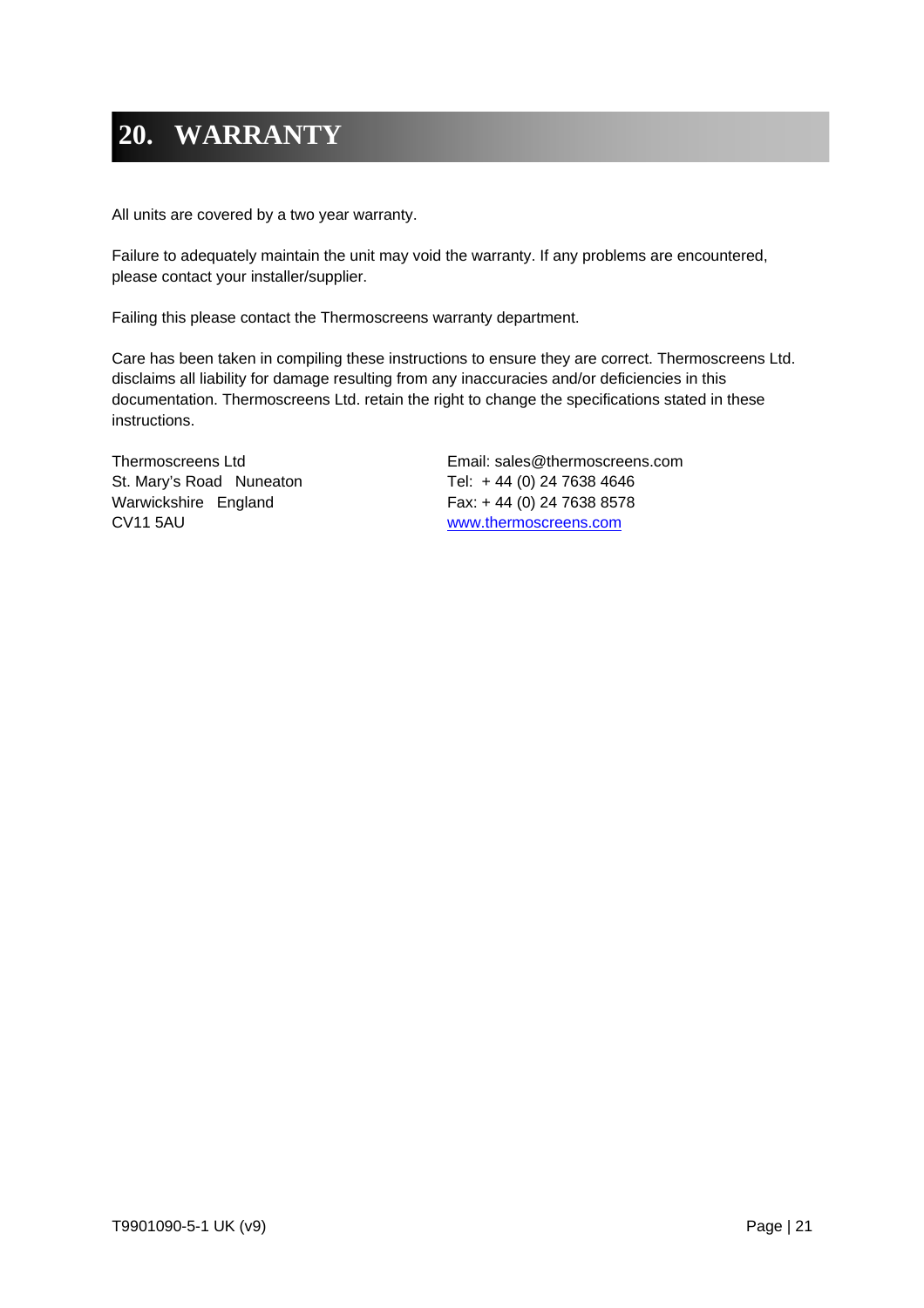# 20. WARRANTY

All units are covered by a two year warranty.

Failure to adequately maintain the unit may void the warranty. If any problems are encountered, please contact your installer/supplier.

Failing this please contact the Thermoscreens warranty department.

Care has been taken in compiling these instructions to ensure they are correct. Thermoscreens Ltd. disclaims all liability for damage resulting from any inaccuracies and/or deficiencies in this documentation. Thermoscreens Ltd. retain the right to change the specifications stated in these instructions.

Thermoscreens Ltd
St. Mary's Road Nuneaton
Warwickshire England
CV11 5AU

Email: sales@thermoscreens.com
Tel: + 44 (0) 24 7638 4646
Fax: + 44 (0) 24 7638 8578
www.thermoscreens.com

T9901090-5-1 UK (v9)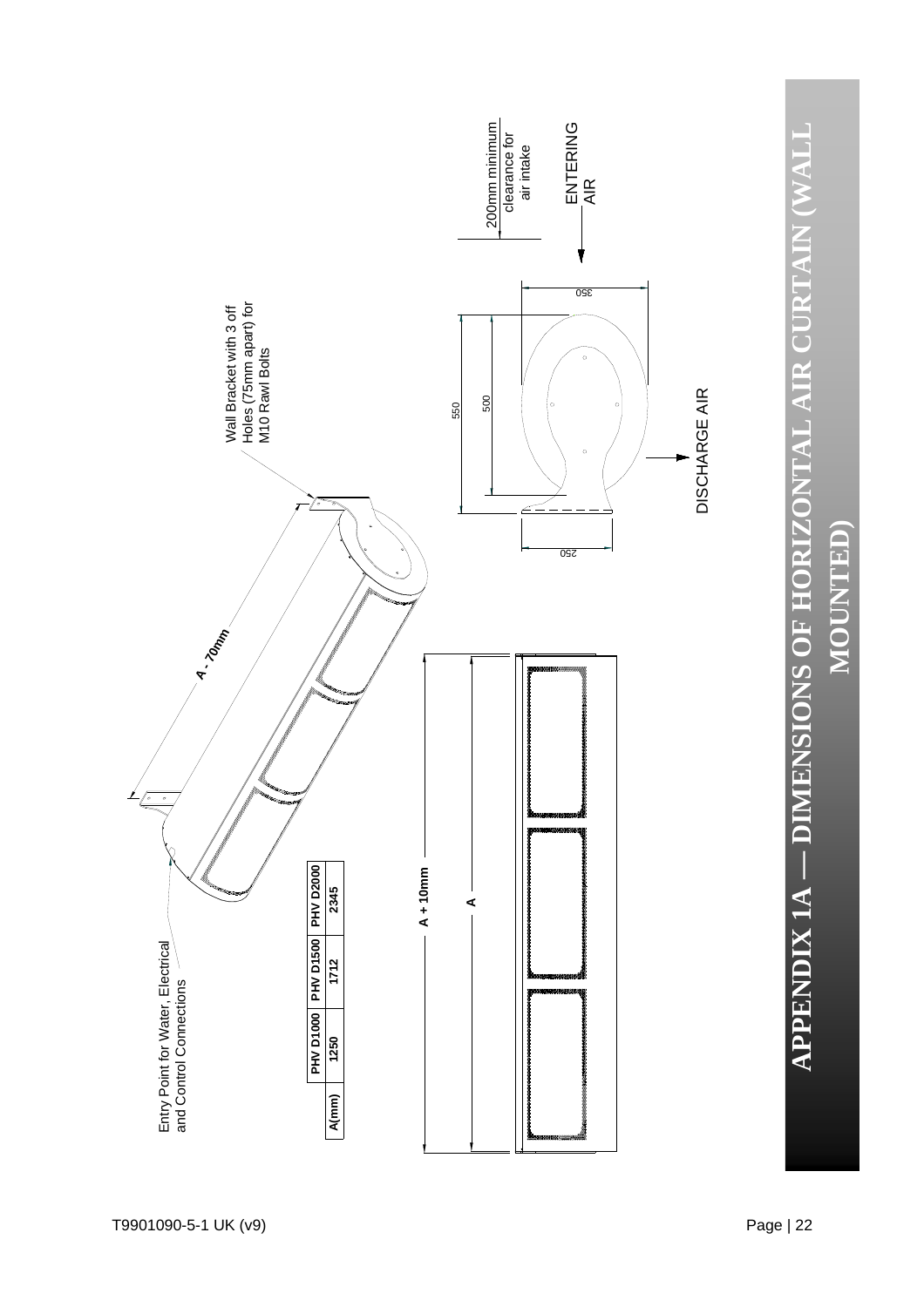# APPENDIX 1A — DIMENSIONS OF HORIZONTAL AIR CURTAIN (WALL MOUNTED)

| | PHV D1000 | PHV D1500 | PHV D2000 |
|---|---|---|---|
| A(mm) | 1250 | 1712 | 2345 |

Entry Point for Water, Electrical and Control Connections

Wall Bracket with 3 off Holes (75mm apart) for M10 Rawl Bolts

A - 70mm

A + 10mm

A

200mm minimum clearance for air intake

ENTERING AIR

DISCHARGE AIR

350

550

500

250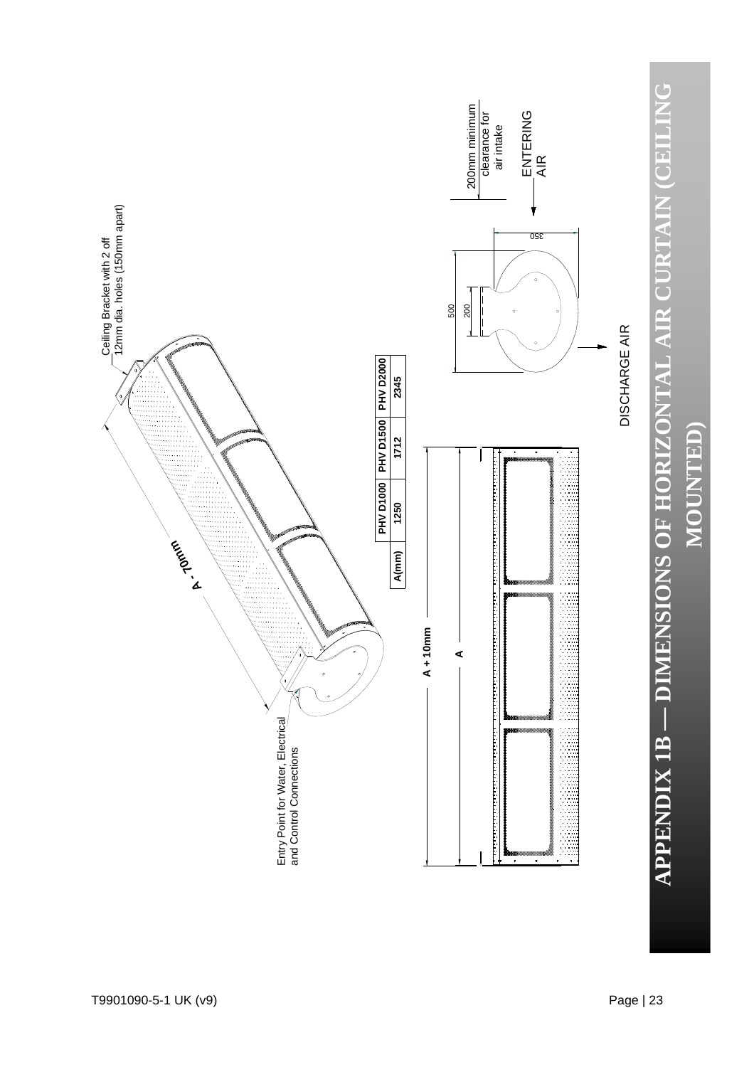# APPENDIX 1B — DIMENSIONS OF HORIZONTAL AIR CURTAIN (CEILING MOUNTED)

Ceiling Bracket with 2 off 12mm dia. holes (150mm apart)

A - 70mm

Entry Point for Water, Electrical and Control Connections

| | PHV D1000 | PHV D1500 | PHV D2000 |
|---|---|---|---|
| A(mm) | 1250 | 1712 | 2345 |

A + 10mm

A

200mm minimum clearance for air intake

ENTERING AIR

350

500

200

DISCHARGE AIR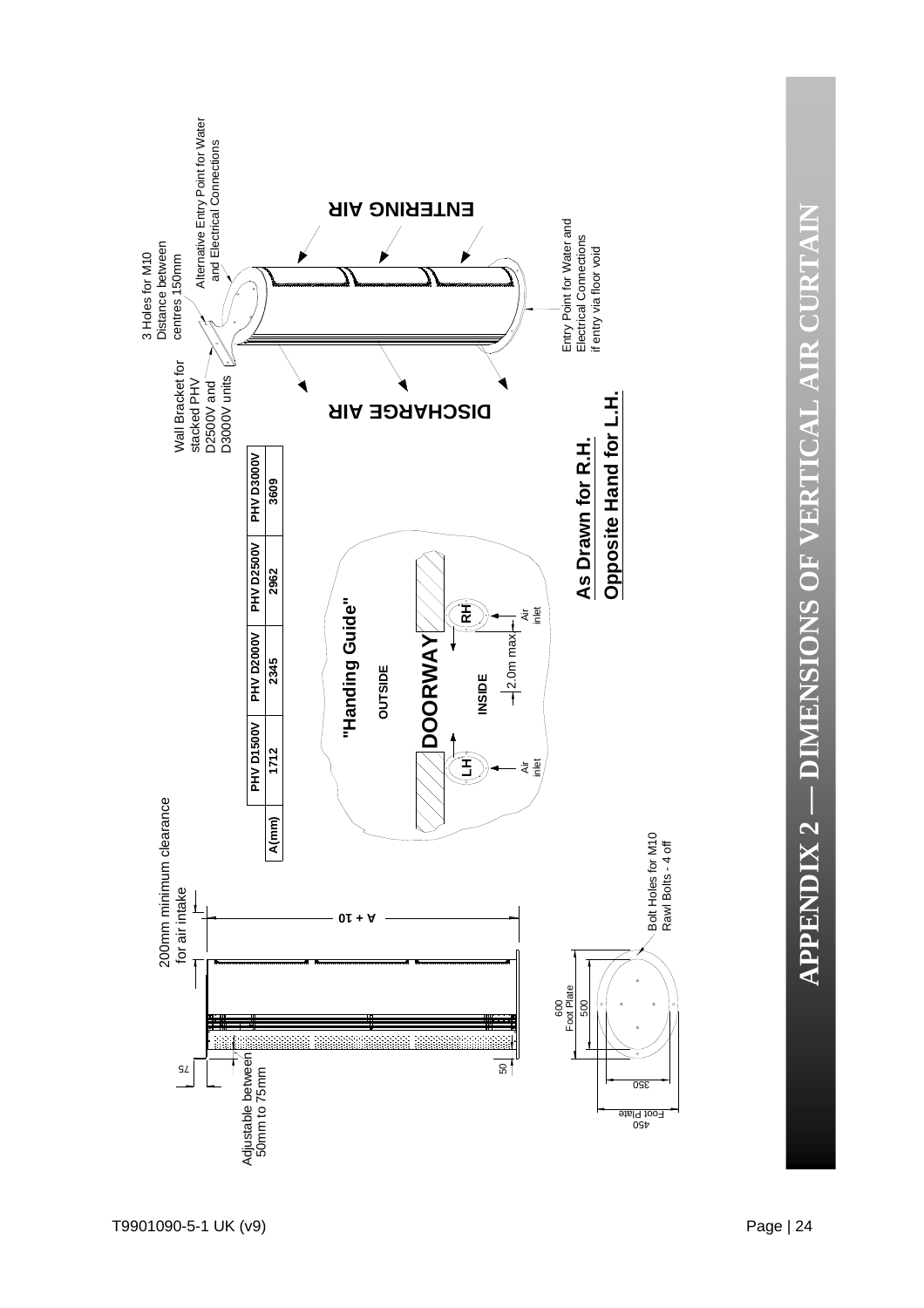# APPENDIX 2 — DIMENSIONS OF VERTICAL AIR CURTAIN

| A(mm) | PHV D1500V | PHV D2000V | PHV D2500V | PHV D3000V |
|---|---|---|---|---|
| | 1712 | 2345 | 2962 | 3609 |

200mm minimum clearance for air intake

A + 10

75

50

Adjustable between 50mm to 75mm

600 Foot Plate

500

350

450 Foot Plate

Bolt Holes for M10 Rawl Bolts - 4 off

"Handing Guide"

OUTSIDE

DOORWAY

INSIDE

LH

RH

2.0m max

Air inlet

Air inlet

**As Drawn for R.H.**

**Opposite Hand for L.H.**

3 Holes for M10 Distance between centres 150mm

Alternative Entry Point for Water and Electrical Connections

Wall Bracket for stacked PHV D2500V and D3000V units

ENTERING AIR

DISCHARGE AIR

Entry Point for Water and Electrical Connections if entry via floor void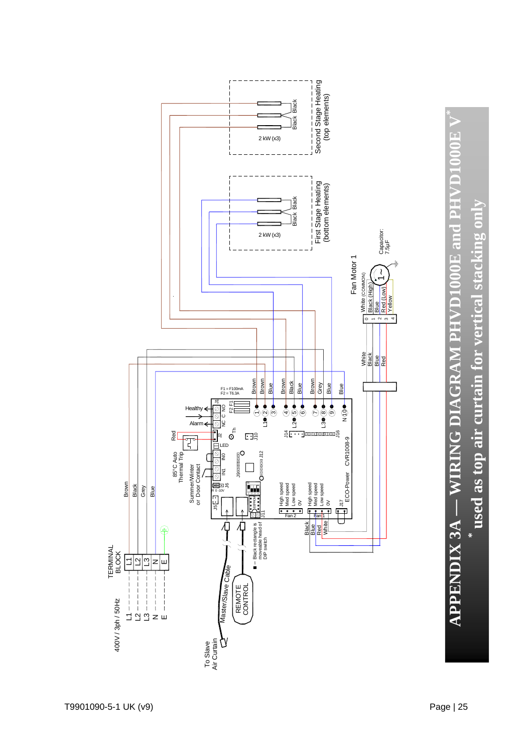# APPENDIX 3A — WIRING DIAGRAM PHVD1000E and PHVD1000E V*

\* used as top air curtain for vertical stacking only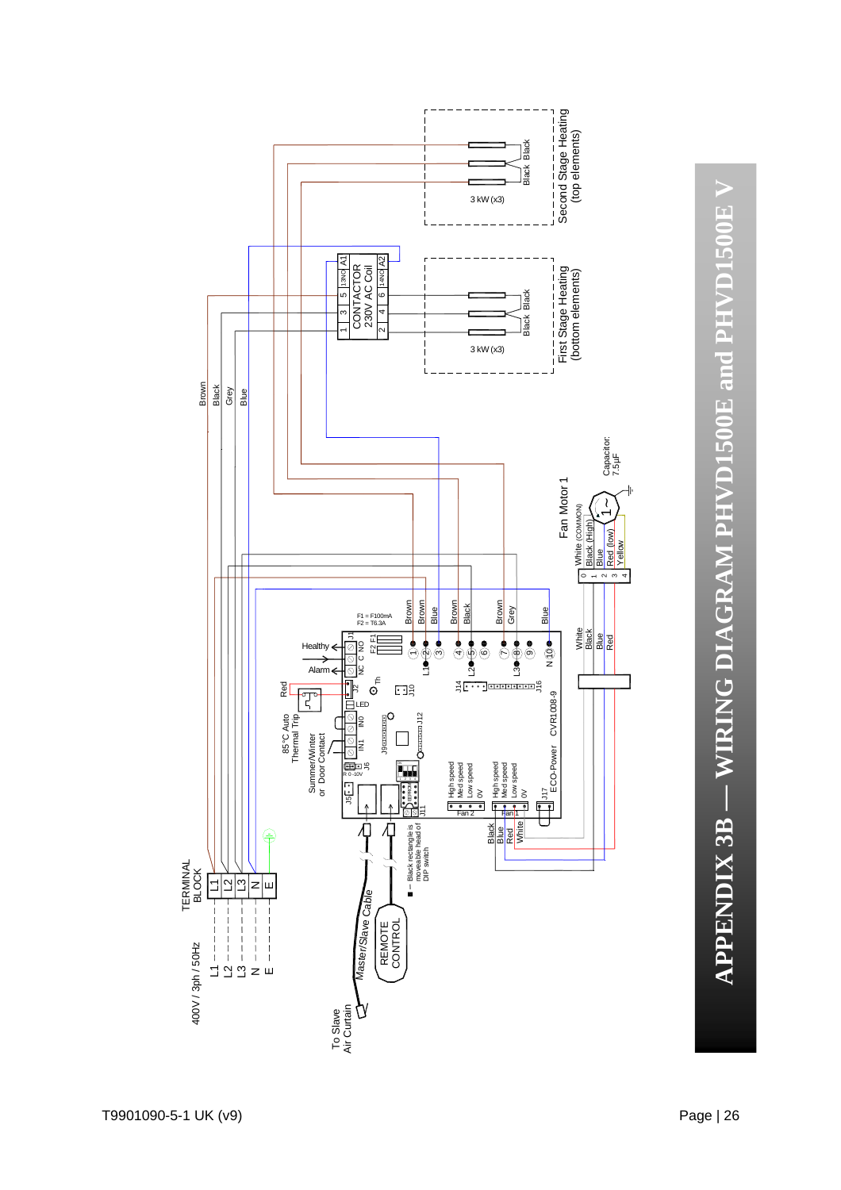# APPENDIX 3B — WIRING DIAGRAM PHVD1500E and PHVD1500E V

400V / 3ph / 50Hz

L1
L2
L3
N
E

TERMINAL BLOCK

L1
L2
L3
N
E

Brown
Black
Grey
Blue

CONTACTOR
230V AC Coil

1 3 5 13NO A1
2 4 6 14NO A2

First Stage Heating
(bottom elements)

3 kW (x3)

Black Black

Second Stage Heating
(top elements)

3 kW (x3)

Black Black

Fan Motor 1

White (COMMON)
Black (High)
Blue
Red (low)
Yellow

0 1 2 3 4

Capacitor:
7.5μF

F1 = F100mA
F2 = T6.3A

Brown Brown Blue Brown Black Brown Grey Blue

1 2 3 4 5 6 7 8 9 10

L1 L2 L3 N

White
Black
Blue
Red

Healthy
Alarm

NC C NO

J1 F2 F1

Red

85°C Auto Thermal Trip

Summer/Winter or Door Contact

J2 LED Th J10 J14 J16

IN0 IN1 J9 J12

J6 R 0-10V

J5 J11

High speed
Med speed
Low speed
0V

Fan 2

High speed
Med speed
Low speed
0V

Fan 1

J17

ECO-Power CVR1008-9

Black
Blue
Red
White

Black rectangle is moveable head of DIP switch

REMOTE CONTROL

Master/Slave Cable

To Slave Air Curtain

T9901090-5-1 UK (v9)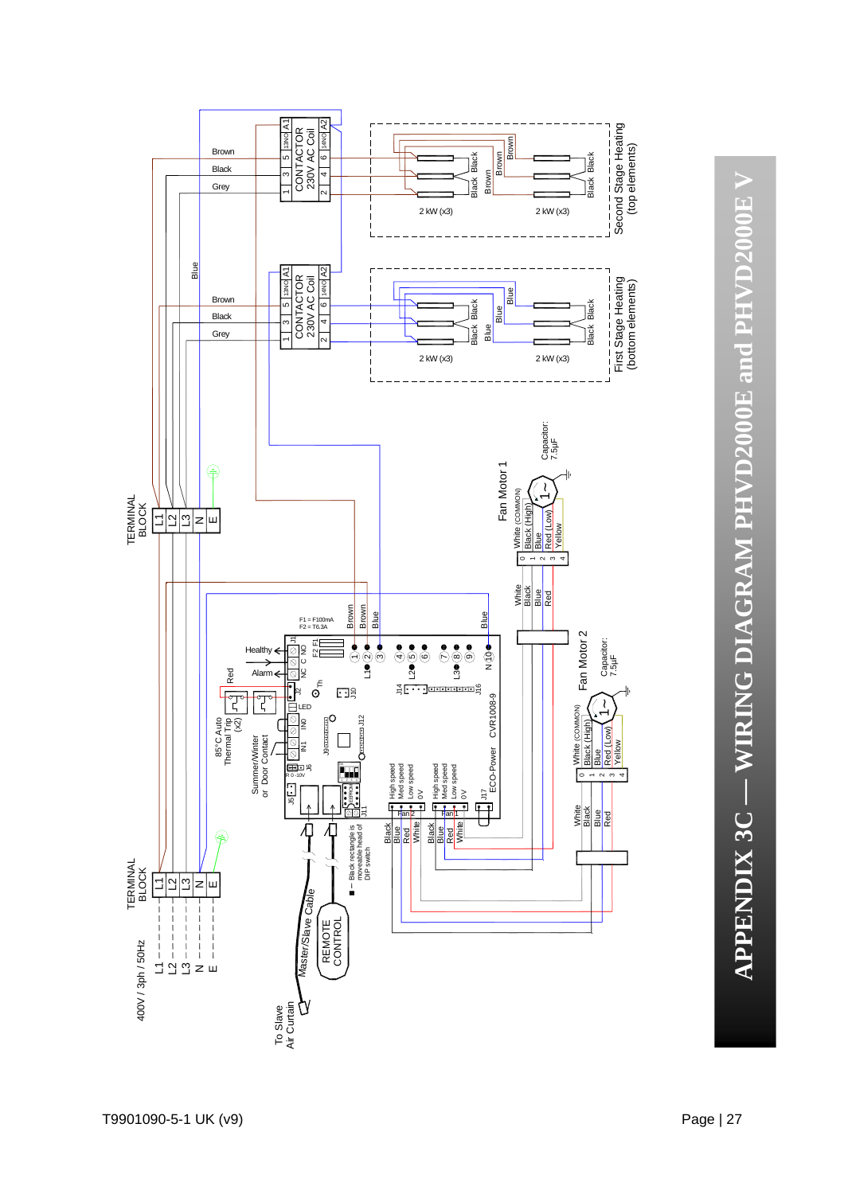# APPENDIX 3C — WIRING DIAGRAM PHVD2000E and PHVD2000E V

400V / 3ph / 50Hz

L1
L2
L3
N
E

TERMINAL BLOCK

L1
L2
L3
N
E

TERMINAL BLOCK

L1
L2
L3
N
E

Brown
Black
Grey

CONTACTOR 230V AC Coil

1 3 5 13NO A1
2 4 6 14NO A2

Brown
Black
Grey

Blue

CONTACTOR 230V AC Coil

1 3 5 13NO A1
2 4 6 14NO A2

Second Stage Heating (top elements)

Brown
Black Black
Brown
Brown
Black Black
2 kW (x3)
2 kW (x3)

First Stage Heating (bottom elements)

Blue
Black Black
Blue
Blue
Black Black
2 kW (x3)
2 kW (x3)

Fan Motor 1

Capacitor: 7.5µF

0 White (COMMON)
1 Black (High)
2 Blue
3 Red (Low)
4 Yellow

White
Black
Blue
Red

Fan Motor 2

Capacitor: 7.5µF

0 White (COMMON)
1 Black (High)
2 Blue
3 Red (Low)
4 Yellow

White
Black
Blue
Red

F1 = F100mA
F2 = T6.3A

Brown
Brown
Blue
Blue

J1
F2 F1
Healthy
NC C NO
Alarm
Red
J2
Th
J10
85°C Auto Thermal Trip (x2)
LED
IN0
IN1
J12
J9
Summer/Winter or Door Contact
R 0-10V J6
J5
J11
EEPROM
J14
J16
L1 ① ② ③
L2 ④ ⑤ ⑥
L3 ⑦ ⑧ ⑨
N ⑩
CVR1008-9
ECO-Power
J17

High speed
Med speed
Low speed
0V
Fan2

High speed
Med speed
Low speed
0V
Fan1

Black
Blue
Red
White

Black
Blue
Red
White

■ – Black rectangle is moveable head of DIP switch

Master/Slave Cable

REMOTE CONTROL

To Slave Air Curtain

T9901090-5-1 UK (v9)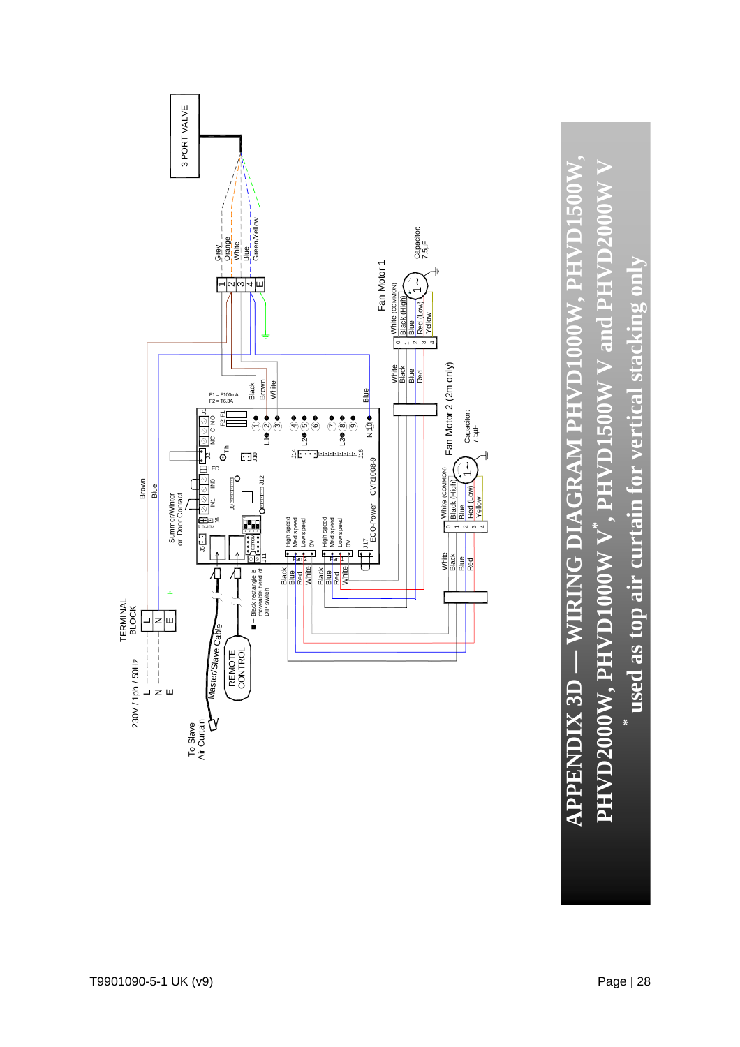# APPENDIX 3D — WIRING DIAGRAM PHVD1000W, PHVD1500W, PHVD2000W, PHVD1000W V*, PHVD1500W V and PHVD2000W V

**\* used as top air curtain for vertical stacking only**

230V / 1ph / 50Hz

L
N
E

TERMINAL BLOCK

L
N
E

Brown
Blue

Summer/Winter or Door Contact

To Slave Air Curtain

Master/Slave Cable

REMOTE CONTROL

■ – Black rectangle is moveable head of DIP switch

J5 J6 IN1 IN0 LED J2 J1
NC C NO
F2 F1
F1 = F100mA
F2 = T6.3A

Th

J10

J9 J12

J14 J16

ECO-Power CVR1008-9

J11 J17

High speed
Med speed
Low speed
0V

High speed
Med speed
Low speed
0V

Fan 2
Fan 1

L1 ① ② ③
L2 ④ ⑤ ⑥
L3 ⑦ ⑧ ⑨
N ⑩

Black
Brown
White
Blue

Black
Blue
Red
White

Black
Blue
Red
White

3 PORT VALVE

1 Grey
2 Orange
3 White
4 Blue
E Green/Yellow

Fan Motor 1

0 White (COMMON)
1 Black (High)
2 Blue
3 Red (Low)
4 Yellow

Capacitor: 7.5µF

White
Black
Blue
Red

Fan Motor 2 (2m only)

0 White (COMMON)
1 Black (High)
2 Blue
3 Red (Low)
4 Yellow

Capacitor: 7.5µF

White
Black
Blue
Red

T9901090-5-1 UK (v9)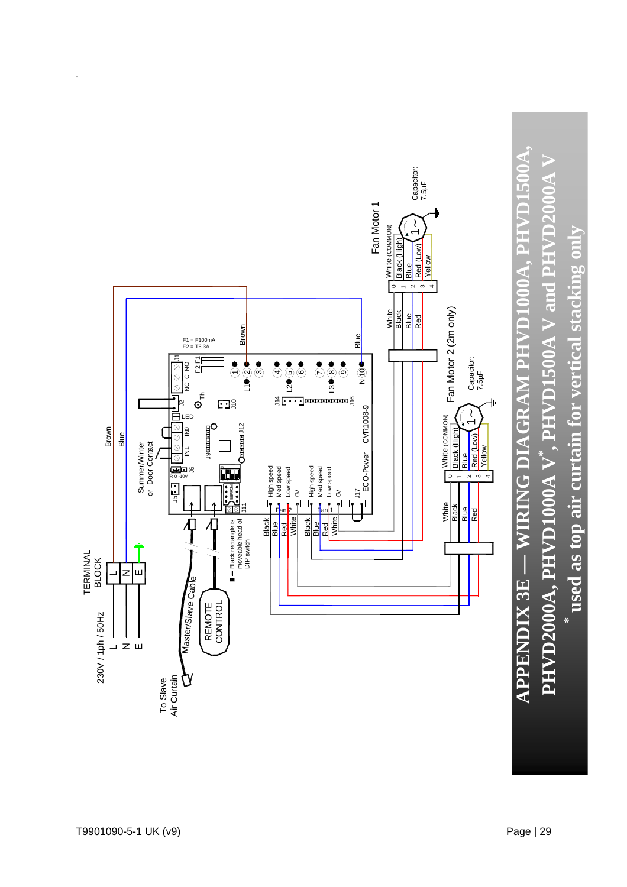# APPENDIX 3E — WIRING DIAGRAM PHVD1000A, PHVD1500A, PHVD2000A, PHVD1000A V*, PHVD1500A V and PHVD2000A V

**\* used as top air curtain for vertical stacking only**

230V / 1ph / 50Hz

L
N
E

TERMINAL BLOCK

L | N | E

Brown

Blue

Summer/Winter or Door Contact

F1 = F100mA
F2 = T6.3A

Brown

Blue

J1 F2 F1

NC C NO

J2 Th

LED

IN0 IN1

J9 J12

J10

J14 J16

J6 R 0 -10V

J5

J11

L1 (1) (2) (3)

L2 (4) (5) (6)

L3 (7) (8) (9)

N (10)

CVR1008-9

ECO-Power

J17

High speed
Med speed
Low speed
0V

Fan 2

High speed
Med speed
Low speed
0V

Fan 1

Black
Blue
Red
White

Black
Blue
Red
White

■ – Black rectangle is moveable head of DIP switch

Master/Slave Cable

REMOTE CONTROL

To Slave Air Curtain

Fan Motor 1

White
Black
Blue
Red

0 White (COMMON)
1 Black (High)
2 Blue
3 Red (Low)
4 Yellow

Capacitor: 7.5µF

Fan Motor 2 (2m only)

White
Black
Blue
Red

0 White (COMMON)
1 Black (High)
2 Blue
3 Red (Low)
4 Yellow

Capacitor: 7.5µF

T9901090-5-1 UK (v9)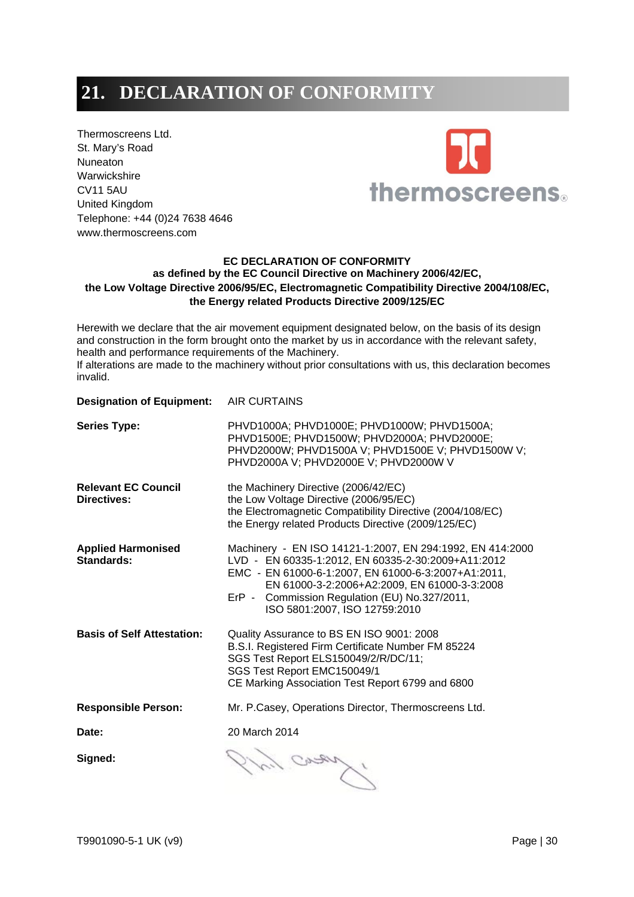# 21. DECLARATION OF CONFORMITY

Thermoscreens Ltd.
St. Mary's Road
Nuneaton
Warwickshire
CV11 5AU
United Kingdom
Telephone: +44 (0)24 7638 4646
www.thermoscreens.com

**EC DECLARATION OF CONFORMITY**
**as defined by the EC Council Directive on Machinery 2006/42/EC,**
**the Low Voltage Directive 2006/95/EC, Electromagnetic Compatibility Directive 2004/108/EC,**
**the Energy related Products Directive 2009/125/EC**

Herewith we declare that the air movement equipment designated below, on the basis of its design and construction in the form brought onto the market by us in accordance with the relevant safety, health and performance requirements of the Machinery.
If alterations are made to the machinery without prior consultations with us, this declaration becomes invalid.

| | |
|---|---|
| **Designation of Equipment:** | AIR CURTAINS |
| **Series Type:** | PHVD1000A; PHVD1000E; PHVD1000W; PHVD1500A; PHVD1500E; PHVD1500W; PHVD2000A; PHVD2000E; PHVD2000W; PHVD1500A V; PHVD1500E V; PHVD1500W V; PHVD2000A V; PHVD2000E V; PHVD2000W V |
| **Relevant EC Council Directives:** | the Machinery Directive (2006/42/EC)<br>the Low Voltage Directive (2006/95/EC)<br>the Electromagnetic Compatibility Directive (2004/108/EC)<br>the Energy related Products Directive (2009/125/EC) |
| **Applied Harmonised Standards:** | Machinery - EN ISO 14121-1:2007, EN 294:1992, EN 414:2000<br>LVD - EN 60335-1:2012, EN 60335-2-30:2009+A11:2012<br>EMC - EN 61000-6-1:2007, EN 61000-6-3:2007+A1:2011, EN 61000-3-2:2006+A2:2009, EN 61000-3-3:2008<br>ErP - Commission Regulation (EU) No.327/2011, ISO 5801:2007, ISO 12759:2010 |
| **Basis of Self Attestation:** | Quality Assurance to BS EN ISO 9001: 2008<br>B.S.I. Registered Firm Certificate Number FM 85224<br>SGS Test Report ELS150049/2/R/DC/11;<br>SGS Test Report EMC150049/1<br>CE Marking Association Test Report 6799 and 6800 |
| **Responsible Person:** | Mr. P.Casey, Operations Director, Thermoscreens Ltd. |
| **Date:** | 20 March 2014 |
| **Signed:** | |

T9901090-5-1 UK (v9)